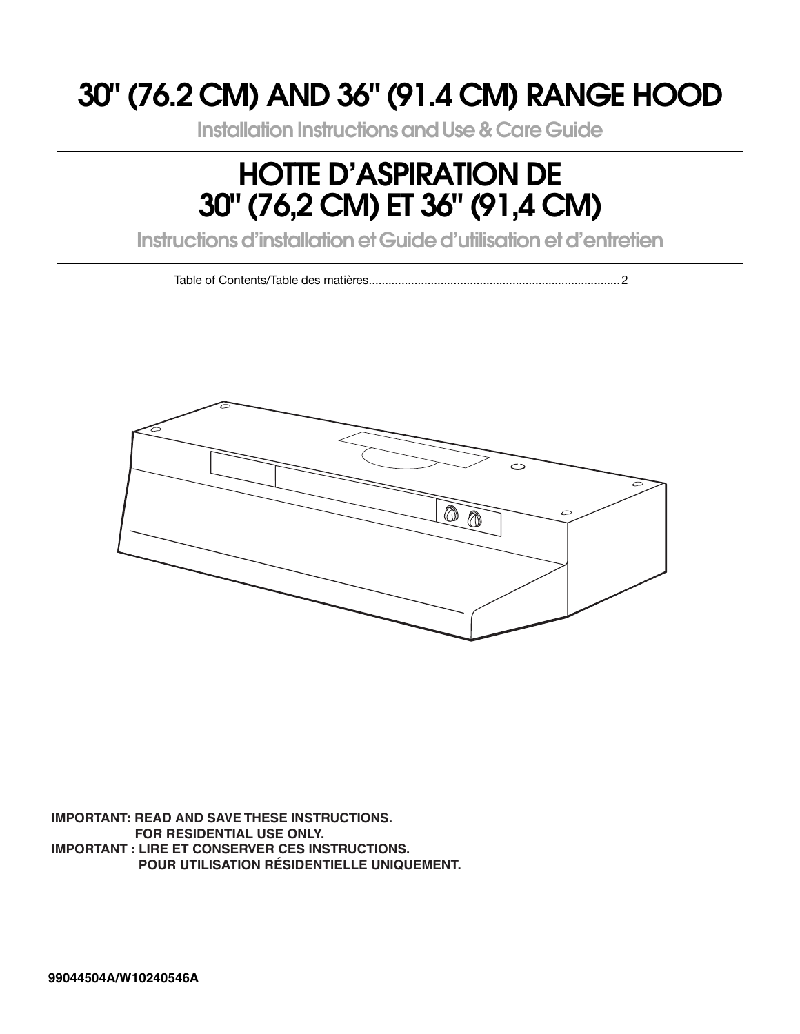# 30" (76.2 CM) AND 36" (91.4 CM) RANGE HOOD

## Installation Instructions and Use & Care Guide

# HOTTE D'ASPIRATION DE 30" (76,2 CM) ET 36" (91,4 CM)

## Instructions d'installation et Guide d'utilisation et d'entretien

Table of Contents/Table des matières............................................................................ 2

**IMPORTANT: READ AND SAVE THESE INSTRUCTIONS.**
**FOR RESIDENTIAL USE ONLY.**
**IMPORTANT : LIRE ET CONSERVER CES INSTRUCTIONS.**
**POUR UTILISATION RÉSIDENTIELLE UNIQUEMENT.**

**99044504A/W10240546A**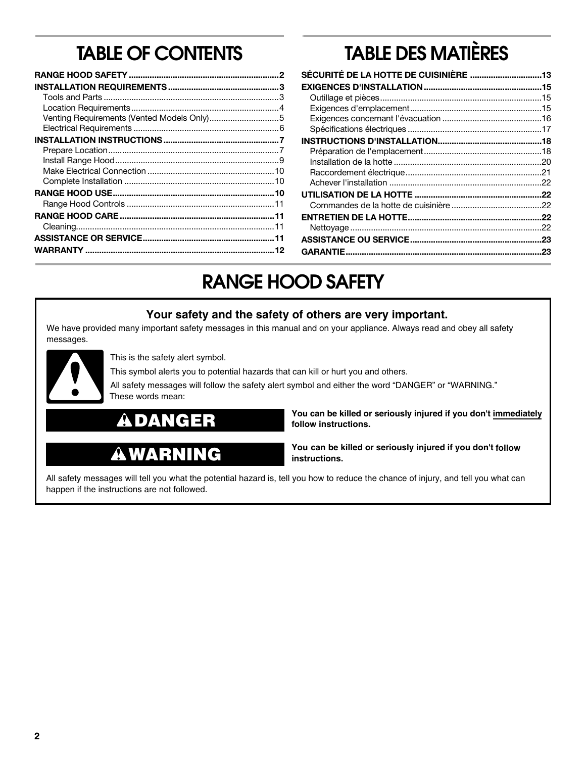# TABLE OF CONTENTS

**RANGE HOOD SAFETY** ........ 2

**INSTALLATION REQUIREMENTS** ........ 3
- Tools and Parts ........ 3
- Location Requirements ........ 4
- Venting Requirements (Vented Models Only) ........ 5
- Electrical Requirements ........ 6

**INSTALLATION INSTRUCTIONS** ........ 7
- Prepare Location ........ 7
- Install Range Hood ........ 9
- Make Electrical Connection ........ 10
- Complete Installation ........ 10

**RANGE HOOD USE** ........ 10
- Range Hood Controls ........ 11

**RANGE HOOD CARE** ........ 11
- Cleaning ........ 11

**ASSISTANCE OR SERVICE** ........ 11

**WARRANTY** ........ 12

# TABLE DES MATIÈRES

**SÉCURITÉ DE LA HOTTE DE CUISINIÈRE** ........ 13

**EXIGENCES D'INSTALLATION** ........ 15
- Outillage et pièces ........ 15
- Exigences d'emplacement ........ 15
- Exigences concernant l'évacuation ........ 16
- Spécifications électriques ........ 17

**INSTRUCTIONS D'INSTALLATION** ........ 18
- Préparation de l'emplacement ........ 18
- Installation de la hotte ........ 20
- Raccordement électrique ........ 21
- Achever l'installation ........ 22

**UTILISATION DE LA HOTTE** ........ 22
- Commandes de la hotte de cuisinière ........ 22

**ENTRETIEN DE LA HOTTE** ........ 22
- Nettoyage ........ 22

**ASSISTANCE OU SERVICE** ........ 23

**GARANTIE** ........ 23

# RANGE HOOD SAFETY

**Your safety and the safety of others are very important.**

We have provided many important safety messages in this manual and on your appliance. Always read and obey all safety messages.

This is the safety alert symbol.

This symbol alerts you to potential hazards that can kill or hurt you and others.

All safety messages will follow the safety alert symbol and either the word "DANGER" or "WARNING." These words mean:

**DANGER** — **You can be killed or seriously injured if you don't immediately follow instructions.**

**WARNING** — **You can be killed or seriously injured if you don't follow instructions.**

All safety messages will tell you what the potential hazard is, tell you how to reduce the chance of injury, and tell you what can happen if the instructions are not followed.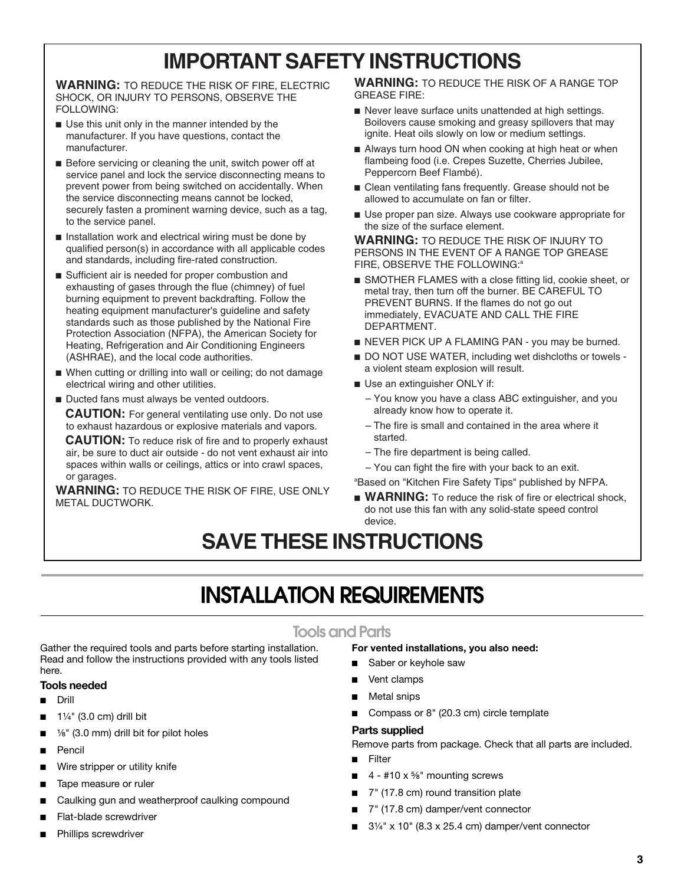# IMPORTANT SAFETY INSTRUCTIONS

**WARNING:** TO REDUCE THE RISK OF FIRE, ELECTRIC SHOCK, OR INJURY TO PERSONS, OBSERVE THE FOLLOWING:

- Use this unit only in the manner intended by the manufacturer. If you have questions, contact the manufacturer.
- Before servicing or cleaning the unit, switch power off at service panel and lock the service disconnecting means to prevent power from being switched on accidentally. When the service disconnecting means cannot be locked, securely fasten a prominent warning device, such as a tag, to the service panel.
- Installation work and electrical wiring must be done by qualified person(s) in accordance with all applicable codes and standards, including fire-rated construction.
- Sufficient air is needed for proper combustion and exhausting of gases through the flue (chimney) of fuel burning equipment to prevent backdrafting. Follow the heating equipment manufacturer's guideline and safety standards such as those published by the National Fire Protection Association (NFPA), the American Society for Heating, Refrigeration and Air Conditioning Engineers (ASHRAE), and the local code authorities.
- When cutting or drilling into wall or ceiling; do not damage electrical wiring and other utilities.
- Ducted fans must always be vented outdoors.

  **CAUTION:** For general ventilating use only. Do not use to exhaust hazardous or explosive materials and vapors.

  **CAUTION:** To reduce risk of fire and to properly exhaust air, be sure to duct air outside - do not vent exhaust air into spaces within walls or ceilings, attics or into crawl spaces, or garages.

**WARNING:** TO REDUCE THE RISK OF FIRE, USE ONLY METAL DUCTWORK.

**WARNING:** TO REDUCE THE RISK OF A RANGE TOP GREASE FIRE:

- Never leave surface units unattended at high settings. Boilovers cause smoking and greasy spillovers that may ignite. Heat oils slowly on low or medium settings.
- Always turn hood ON when cooking at high heat or when flambeing food (i.e. Crepes Suzette, Cherries Jubilee, Peppercorn Beef Flambé).
- Clean ventilating fans frequently. Grease should not be allowed to accumulate on fan or filter.
- Use proper pan size. Always use cookware appropriate for the size of the surface element.

**WARNING:** TO REDUCE THE RISK OF INJURY TO PERSONS IN THE EVENT OF A RANGE TOP GREASE FIRE, OBSERVE THE FOLLOWING:[a]

- SMOTHER FLAMES with a close fitting lid, cookie sheet, or metal tray, then turn off the burner. BE CAREFUL TO PREVENT BURNS. If the flames do not go out immediately, EVACUATE AND CALL THE FIRE DEPARTMENT.
- NEVER PICK UP A FLAMING PAN - you may be burned.
- DO NOT USE WATER, including wet dishcloths or towels - a violent steam explosion will result.
- Use an extinguisher ONLY if:
  - You know you have a class ABC extinguisher, and you already know how to operate it.
  - The fire is small and contained in the area where it started.
  - The fire department is being called.
  - You can fight the fire with your back to an exit.

[a]Based on "Kitchen Fire Safety Tips" published by NFPA.

- **WARNING:** To reduce the risk of fire or electrical shock, do not use this fan with any solid-state speed control device.

# SAVE THESE INSTRUCTIONS

# INSTALLATION REQUIREMENTS

## Tools and Parts

Gather the required tools and parts before starting installation. Read and follow the instructions provided with any tools listed here.

**Tools needed**

- Drill
- 1¼" (3.0 cm) drill bit
- ⅛" (3.0 mm) drill bit for pilot holes
- Pencil
- Wire stripper or utility knife
- Tape measure or ruler
- Caulking gun and weatherproof caulking compound
- Flat-blade screwdriver
- Phillips screwdriver

**For vented installations, you also need:**

- Saber or keyhole saw
- Vent clamps
- Metal snips
- Compass or 8" (20.3 cm) circle template

**Parts supplied**

Remove parts from package. Check that all parts are included.

- Filter
- 4 - #10 x ⅝" mounting screws
- 7" (17.8 cm) round transition plate
- 7" (17.8 cm) damper/vent connector
- 3¼" x 10" (8.3 x 25.4 cm) damper/vent connector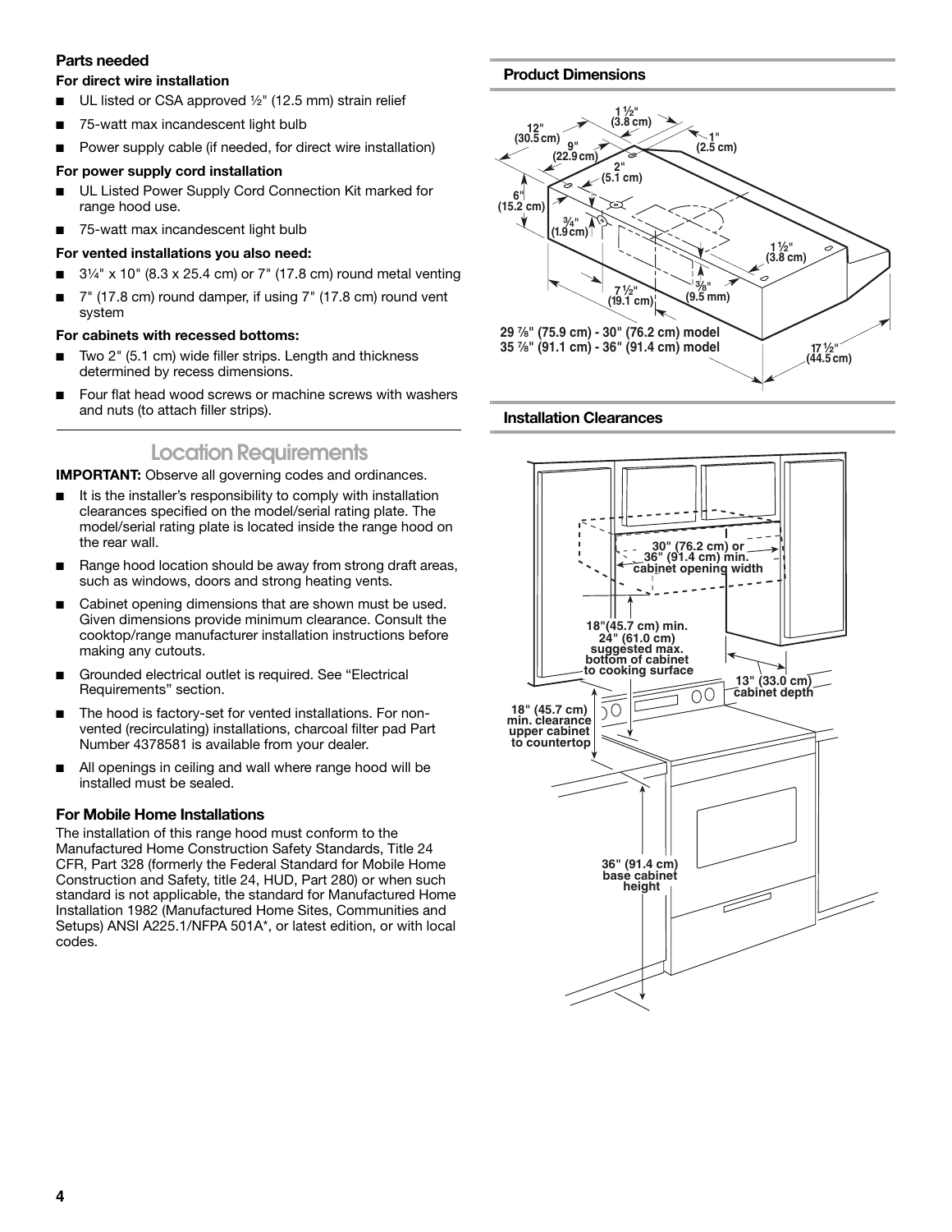### Parts needed

**For direct wire installation**

- UL listed or CSA approved ½" (12.5 mm) strain relief
- 75-watt max incandescent light bulb
- Power supply cable (if needed, for direct wire installation)

**For power supply cord installation**

- UL Listed Power Supply Cord Connection Kit marked for range hood use.
- 75-watt max incandescent light bulb

**For vented installations you also need:**

- 3¼" x 10" (8.3 x 25.4 cm) or 7" (17.8 cm) round metal venting
- 7" (17.8 cm) round damper, if using 7" (17.8 cm) round vent system

**For cabinets with recessed bottoms:**

- Two 2" (5.1 cm) wide filler strips. Length and thickness determined by recess dimensions.
- Four flat head wood screws or machine screws with washers and nuts (to attach filler strips).

## Location Requirements

**IMPORTANT:** Observe all governing codes and ordinances.

- It is the installer's responsibility to comply with installation clearances specified on the model/serial rating plate. The model/serial rating plate is located inside the range hood on the rear wall.
- Range hood location should be away from strong draft areas, such as windows, doors and strong heating vents.
- Cabinet opening dimensions that are shown must be used. Given dimensions provide minimum clearance. Consult the cooktop/range manufacturer installation instructions before making any cutouts.
- Grounded electrical outlet is required. See "Electrical Requirements" section.
- The hood is factory-set for vented installations. For non-vented (recirculating) installations, charcoal filter pad Part Number 4378581 is available from your dealer.
- All openings in ceiling and wall where range hood will be installed must be sealed.

### For Mobile Home Installations

The installation of this range hood must conform to the Manufactured Home Construction Safety Standards, Title 24 CFR, Part 328 (formerly the Federal Standard for Mobile Home Construction and Safety, title 24, HUD, Part 280) or when such standard is not applicable, the standard for Manufactured Home Installation 1982 (Manufactured Home Sites, Communities and Setups) ANSI A225.1/NFPA 501A*, or latest edition, or with local codes.

### Product Dimensions

1½" (3.8 cm)
12" (30.5 cm)
9" (22.9 cm)
1" (2.5 cm)
2" (5.1 cm)
6" (15.2 cm)
¾" (1.9 cm)
1½" (3.8 cm)
⅜" (9.5 mm)
7½" (19.1 cm)
29⅞" (75.9 cm) - 30" (76.2 cm) model
35⅞" (91.1 cm) - 36" (91.4 cm) model
17½" (44.5 cm)

### Installation Clearances

30" (76.2 cm) or 36" (91.4 cm) min. cabinet opening width
18"(45.7 cm) min. 24" (61.0 cm) suggested max. bottom of cabinet to cooking surface
13" (33.0 cm) cabinet depth
18" (45.7 cm) min. clearance upper cabinet to countertop
36" (91.4 cm) base cabinet height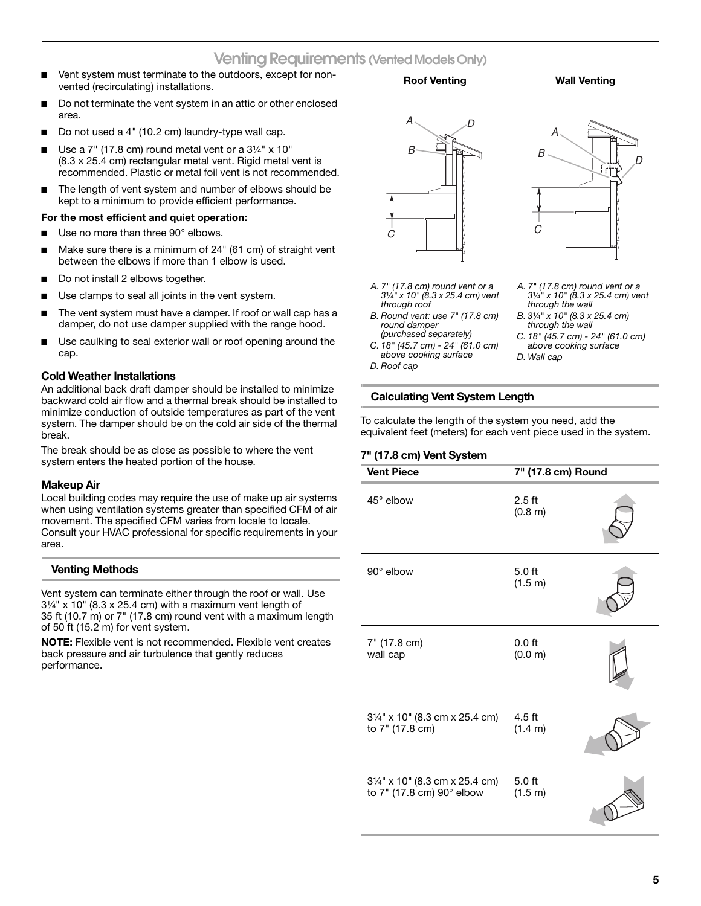## Venting Requirements (Vented Models Only)

- Vent system must terminate to the outdoors, except for non-vented (recirculating) installations.
- Do not terminate the vent system in an attic or other enclosed area.
- Do not used a 4" (10.2 cm) laundry-type wall cap.
- Use a 7" (17.8 cm) round metal vent or a 3¼" x 10" (8.3 x 25.4 cm) rectangular metal vent. Rigid metal vent is recommended. Plastic or metal foil vent is not recommended.
- The length of vent system and number of elbows should be kept to a minimum to provide efficient performance.

**For the most efficient and quiet operation:**

- Use no more than three 90° elbows.
- Make sure there is a minimum of 24" (61 cm) of straight vent between the elbows if more than 1 elbow is used.
- Do not install 2 elbows together.
- Use clamps to seal all joints in the vent system.
- The vent system must have a damper. If roof or wall cap has a damper, do not use damper supplied with the range hood.
- Use caulking to seal exterior wall or roof opening around the cap.

### Cold Weather Installations

An additional back draft damper should be installed to minimize backward cold air flow and a thermal break should be installed to minimize conduction of outside temperatures as part of the vent system. The damper should be on the cold air side of the thermal break.

The break should be as close as possible to where the vent system enters the heated portion of the house.

### Makeup Air

Local building codes may require the use of make up air systems when using ventilation systems greater than specified CFM of air movement. The specified CFM varies from locale to locale. Consult your HVAC professional for specific requirements in your area.

### Venting Methods

Vent system can terminate either through the roof or wall. Use 3¼" x 10" (8.3 x 25.4 cm) with a maximum vent length of 35 ft (10.7 m) or 7" (17.8 cm) round vent with a maximum length of 50 ft (15.2 m) for vent system.

**NOTE:** Flexible vent is not recommended. Flexible vent creates back pressure and air turbulence that gently reduces performance.

**Roof Venting**

A
B
C
D

*A. 7" (17.8 cm) round vent or a 3¼" x 10" (8.3 x 25.4 cm) vent through roof*
*B. Round vent: use 7" (17.8 cm) round damper (purchased separately)*
*C. 18" (45.7 cm) - 24" (61.0 cm) above cooking surface*
*D. Roof cap*

**Wall Venting**

A
B
C
D

*A. 7" (17.8 cm) round vent or a 3¼" x 10" (8.3 x 25.4 cm) vent through the wall*
*B. 3¼" x 10" (8.3 x 25.4 cm) through the wall*
*C. 18" (45.7 cm) - 24" (61.0 cm) above cooking surface*
*D. Wall cap*

### Calculating Vent System Length

To calculate the length of the system you need, add the equivalent feet (meters) for each vent piece used in the system.

**7" (17.8 cm) Vent System**

| Vent Piece | 7" (17.8 cm) Round |
|---|---|
| 45° elbow | 2.5 ft (0.8 m) |
| 90° elbow | 5.0 ft (1.5 m) |
| 7" (17.8 cm) wall cap | 0.0 ft (0.0 m) |
| 3¼" x 10" (8.3 cm x 25.4 cm) to 7" (17.8 cm) | 4.5 ft (1.4 m) |
| 3¼" x 10" (8.3 cm x 25.4 cm) to 7" (17.8 cm) 90° elbow | 5.0 ft (1.5 m) |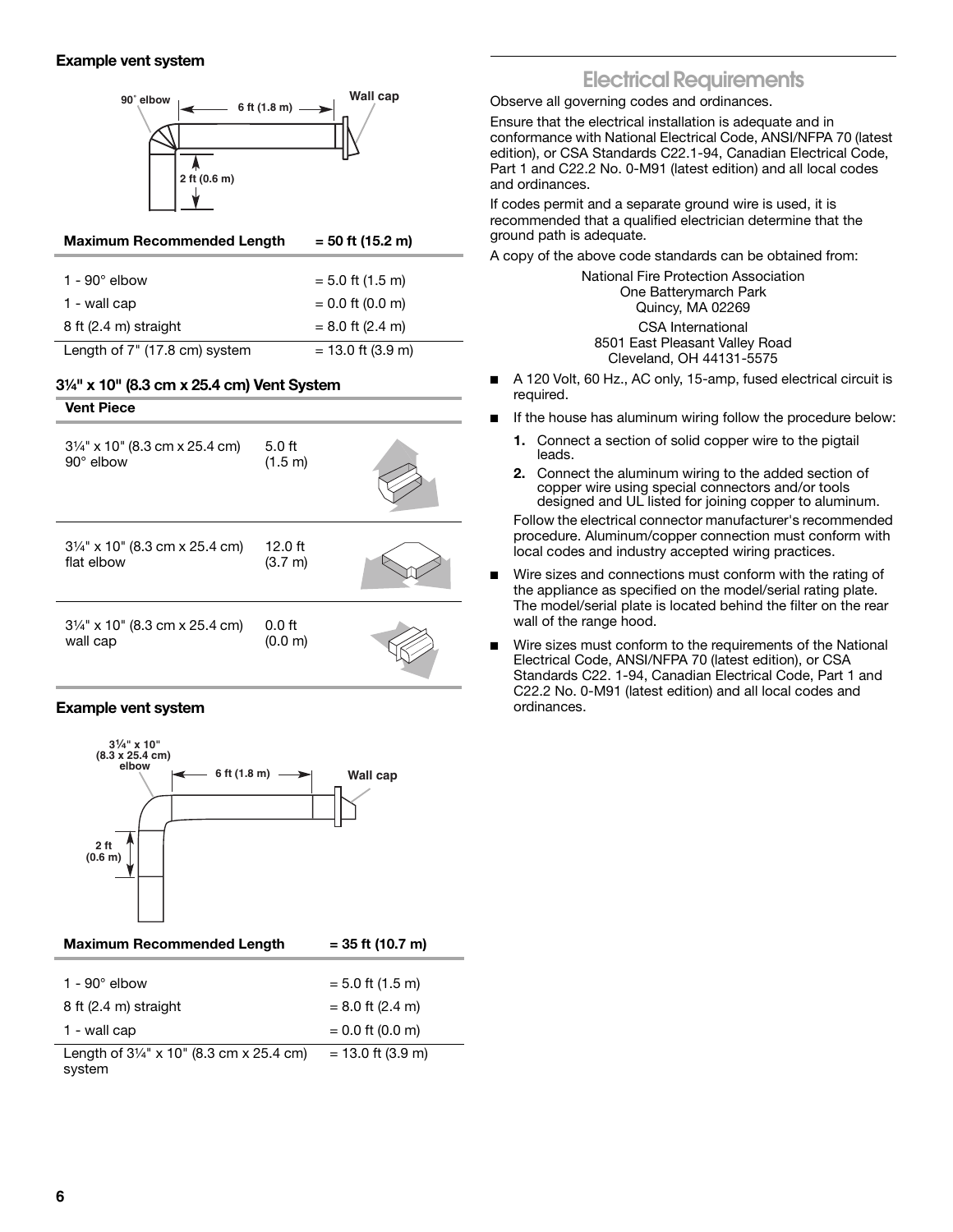**Example vent system**

90˚ elbow

6 ft (1.8 m)

Wall cap

2 ft (0.6 m)

| Maximum Recommended Length | = 50 ft (15.2 m) |
|---|---|
| 1 - 90° elbow | = 5.0 ft (1.5 m) |
| 1 - wall cap | = 0.0 ft (0.0 m) |
| 8 ft (2.4 m) straight | = 8.0 ft (2.4 m) |
| Length of 7" (17.8 cm) system | = 13.0 ft (3.9 m) |

### 3¼" x 10" (8.3 cm x 25.4 cm) Vent System

| Vent Piece | |
|---|---|
| 3¼" x 10" (8.3 cm x 25.4 cm) 90° elbow | 5.0 ft (1.5 m) |
| 3¼" x 10" (8.3 cm x 25.4 cm) flat elbow | 12.0 ft (3.7 m) |
| 3¼" x 10" (8.3 cm x 25.4 cm) wall cap | 0.0 ft (0.0 m) |

**Example vent system**

3¼" x 10" (8.3 x 25.4 cm) elbow

6 ft (1.8 m)

Wall cap

2 ft (0.6 m)

| Maximum Recommended Length | = 35 ft (10.7 m) |
|---|---|
| 1 - 90° elbow | = 5.0 ft (1.5 m) |
| 8 ft (2.4 m) straight | = 8.0 ft (2.4 m) |
| 1 - wall cap | = 0.0 ft (0.0 m) |
| Length of 3¼" x 10" (8.3 cm x 25.4 cm) system | = 13.0 ft (3.9 m) |

## Electrical Requirements

Observe all governing codes and ordinances.

Ensure that the electrical installation is adequate and in conformance with National Electrical Code, ANSI/NFPA 70 (latest edition), or CSA Standards C22.1-94, Canadian Electrical Code, Part 1 and C22.2 No. 0-M91 (latest edition) and all local codes and ordinances.

If codes permit and a separate ground wire is used, it is recommended that a qualified electrician determine that the ground path is adequate.

A copy of the above code standards can be obtained from:

National Fire Protection Association
One Batterymarch Park
Quincy, MA 02269

CSA International
8501 East Pleasant Valley Road
Cleveland, OH 44131-5575

- A 120 Volt, 60 Hz., AC only, 15-amp, fused electrical circuit is required.
- If the house has aluminum wiring follow the procedure below:
  1. Connect a section of solid copper wire to the pigtail leads.
  2. Connect the aluminum wiring to the added section of copper wire using special connectors and/or tools designed and UL listed for joining copper to aluminum.

  Follow the electrical connector manufacturer's recommended procedure. Aluminum/copper connection must conform with local codes and industry accepted wiring practices.
- Wire sizes and connections must conform with the rating of the appliance as specified on the model/serial rating plate. The model/serial plate is located behind the filter on the rear wall of the range hood.
- Wire sizes must conform to the requirements of the National Electrical Code, ANSI/NFPA 70 (latest edition), or CSA Standards C22. 1-94, Canadian Electrical Code, Part 1 and C22.2 No. 0-M91 (latest edition) and all local codes and ordinances.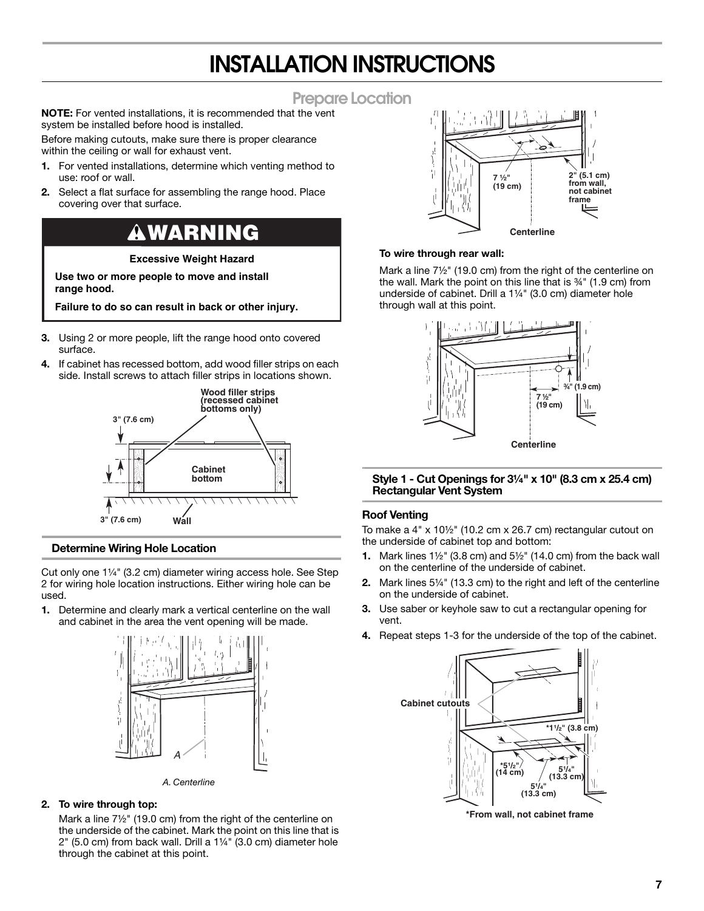# INSTALLATION INSTRUCTIONS

## Prepare Location

**NOTE:** For vented installations, it is recommended that the vent system be installed before hood is installed.

Before making cutouts, make sure there is proper clearance within the ceiling or wall for exhaust vent.

1. For vented installations, determine which venting method to use: roof or wall.
2. Select a flat surface for assembling the range hood. Place covering over that surface.

**⚠WARNING**

**Excessive Weight Hazard**

**Use two or more people to move and install range hood.**

**Failure to do so can result in back or other injury.**

3. Using 2 or more people, lift the range hood onto covered surface.
4. If cabinet has recessed bottom, add wood filler strips on each side. Install screws to attach filler strips in locations shown.

Wood filler strips (recessed cabinet bottoms only)

3" (7.6 cm)

Cabinet bottom

3" (7.6 cm)

Wall

### Determine Wiring Hole Location

Cut only one 1¼" (3.2 cm) diameter wiring access hole. See Step 2 for wiring hole location instructions. Either wiring hole can be used.

1. Determine and clearly mark a vertical centerline on the wall and cabinet in the area the vent opening will be made.

A

*A. Centerline*

2. **To wire through top:**

   Mark a line 7½" (19.0 cm) from the right of the centerline on the underside of the cabinet. Mark the point on this line that is 2" (5.0 cm) from back wall. Drill a 1¼" (3.0 cm) diameter hole through the cabinet at this point.

7 ½" (19 cm)

2" (5.1 cm) from wall, not cabinet frame

Centerline

**To wire through rear wall:**

Mark a line 7½" (19.0 cm) from the right of the centerline on the wall. Mark the point on this line that is ¾" (1.9 cm) from underside of cabinet. Drill a 1¼" (3.0 cm) diameter hole through wall at this point.

¾" (1.9 cm)

7 ½" (19 cm)

Centerline

### Style 1 - Cut Openings for 3¼" x 10" (8.3 cm x 25.4 cm) Rectangular Vent System

#### Roof Venting

To make a 4" x 10½" (10.2 cm x 26.7 cm) rectangular cutout on the underside of cabinet top and bottom:

1. Mark lines 1½" (3.8 cm) and 5½" (14.0 cm) from the back wall on the centerline of the underside of cabinet.
2. Mark lines 5¼" (13.3 cm) to the right and left of the centerline on the underside of cabinet.
3. Use saber or keyhole saw to cut a rectangular opening for vent.
4. Repeat steps 1-3 for the underside of the top of the cabinet.

Cabinet cutouts

*1½" (3.8 cm)

*5½" (14 cm)

5¼" (13.3 cm)

5¼" (13.3 cm)

**\*From wall, not cabinet frame**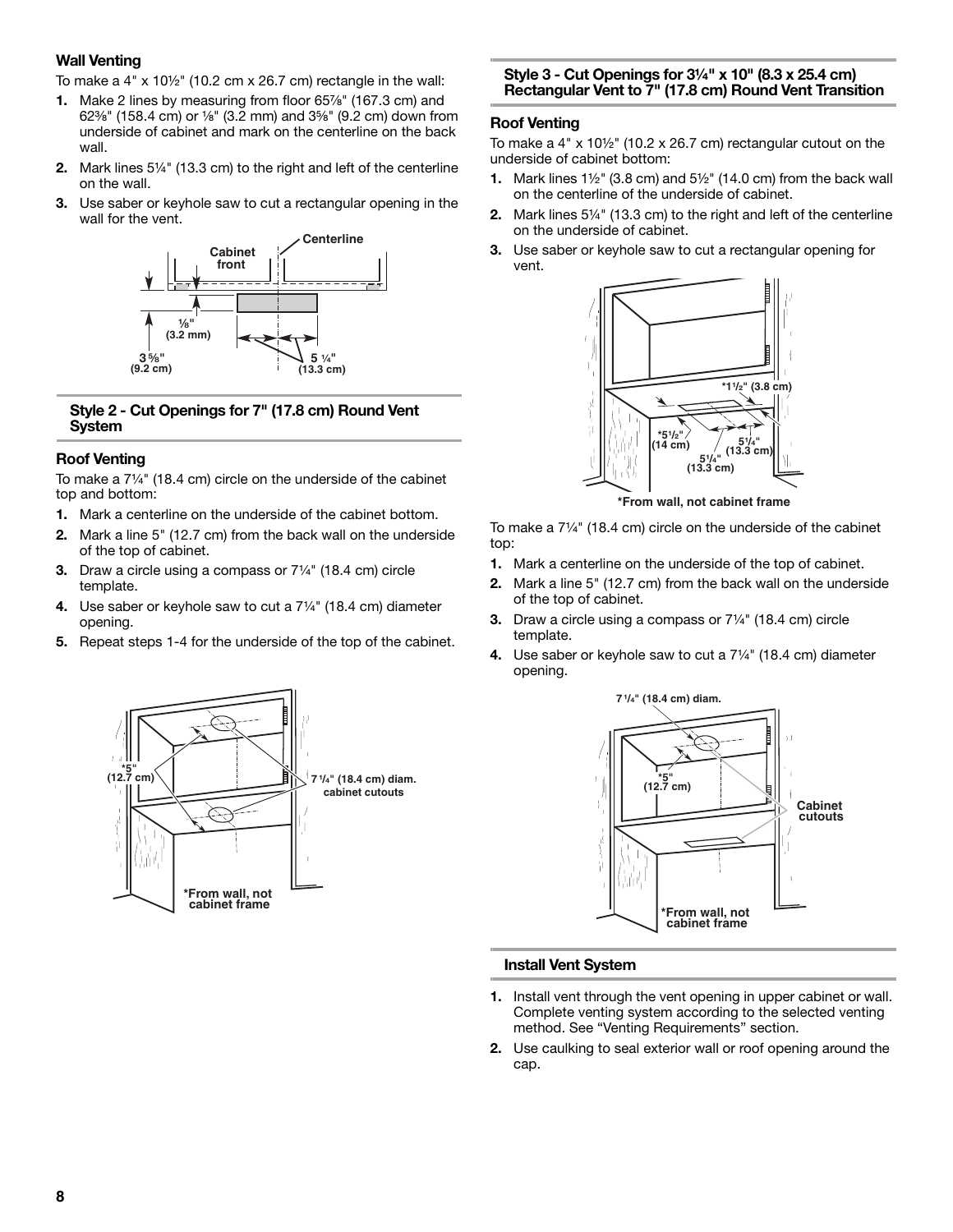### Wall Venting

To make a 4" x 10½" (10.2 cm x 26.7 cm) rectangle in the wall:

1. Make 2 lines by measuring from floor 65⅞" (167.3 cm) and 62⅜" (158.4 cm) or ⅛" (3.2 mm) and 3⅝" (9.2 cm) down from underside of cabinet and mark on the centerline on the back wall.
2. Mark lines 5¼" (13.3 cm) to the right and left of the centerline on the wall.
3. Use saber or keyhole saw to cut a rectangular opening in the wall for the vent.

Centerline
Cabinet front
⅛" (3.2 mm)
3⅝" (9.2 cm)
5¼" (13.3 cm)

### Style 2 - Cut Openings for 7" (17.8 cm) Round Vent System

### Roof Venting

To make a 7¼" (18.4 cm) circle on the underside of the cabinet top and bottom:

1. Mark a centerline on the underside of the cabinet bottom.
2. Mark a line 5" (12.7 cm) from the back wall on the underside of the top of cabinet.
3. Draw a circle using a compass or 7¼" (18.4 cm) circle template.
4. Use saber or keyhole saw to cut a 7¼" (18.4 cm) diameter opening.
5. Repeat steps 1-4 for the underside of the top of the cabinet.

*5" (12.7 cm)
7¼" (18.4 cm) diam. cabinet cutouts
*From wall, not cabinet frame

### Style 3 - Cut Openings for 3¼" x 10" (8.3 x 25.4 cm) Rectangular Vent to 7" (17.8 cm) Round Vent Transition

### Roof Venting

To make a 4" x 10½" (10.2 x 26.7 cm) rectangular cutout on the underside of cabinet bottom:

1. Mark lines 1½" (3.8 cm) and 5½" (14.0 cm) from the back wall on the centerline of the underside of cabinet.
2. Mark lines 5¼" (13.3 cm) to the right and left of the centerline on the underside of cabinet.
3. Use saber or keyhole saw to cut a rectangular opening for vent.

*1½" (3.8 cm)
*5½" (14 cm)
5¼" (13.3 cm)
5¼" (13.3 cm)
*From wall, not cabinet frame

To make a 7¼" (18.4 cm) circle on the underside of the cabinet top:

1. Mark a centerline on the underside of the top of cabinet.
2. Mark a line 5" (12.7 cm) from the back wall on the underside of the top of cabinet.
3. Draw a circle using a compass or 7¼" (18.4 cm) circle template.
4. Use saber or keyhole saw to cut a 7¼" (18.4 cm) diameter opening.

7¼" (18.4 cm) diam.
*5" (12.7 cm)
Cabinet cutouts
*From wall, not cabinet frame

### Install Vent System

1. Install vent through the vent opening in upper cabinet or wall. Complete venting system according to the selected venting method. See "Venting Requirements" section.
2. Use caulking to seal exterior wall or roof opening around the cap.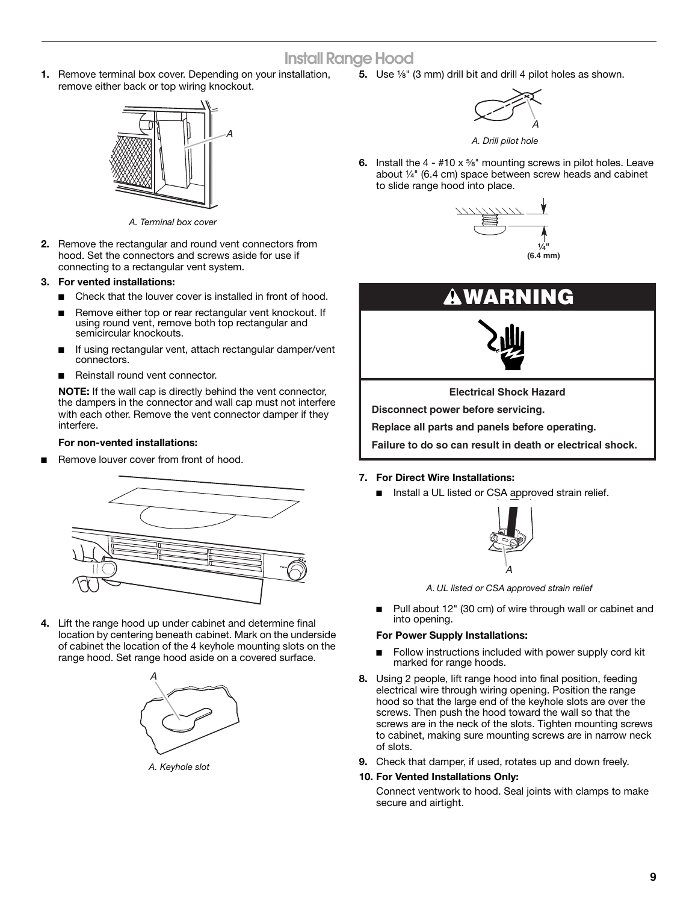## Install Range Hood

1. Remove terminal box cover. Depending on your installation, remove either back or top wiring knockout.

A. Terminal box cover

2. Remove the rectangular and round vent connectors from hood. Set the connectors and screws aside for use if connecting to a rectangular vent system.

3. **For vented installations:**
   - Check that the louver cover is installed in front of hood.
   - Remove either top or rear rectangular vent knockout. If using round vent, remove both top rectangular and semicircular knockouts.
   - If using rectangular vent, attach rectangular damper/vent connectors.
   - Reinstall round vent connector.

   **NOTE:** If the wall cap is directly behind the vent connector, the dampers in the connector and wall cap must not interfere with each other. Remove the vent connector damper if they interfere.

   **For non-vented installations:**

   - Remove louver cover from front of hood.

4. Lift the range hood up under cabinet and determine final location by centering beneath cabinet. Mark on the underside of cabinet the location of the 4 keyhole mounting slots on the range hood. Set range hood aside on a covered surface.

A. Keyhole slot

5. Use ⅛" (3 mm) drill bit and drill 4 pilot holes as shown.

A. Drill pilot hole

6. Install the 4 - #10 x ⅝" mounting screws in pilot holes. Leave about ¼" (6.4 cm) space between screw heads and cabinet to slide range hood into place.

¼"
(6.4 mm)

**WARNING**

**Electrical Shock Hazard**

**Disconnect power before servicing.**

**Replace all parts and panels before operating.**

**Failure to do so can result in death or electrical shock.**

7. **For Direct Wire Installations:**
   - Install a UL listed or CSA approved strain relief.

   A. UL listed or CSA approved strain relief

   - Pull about 12" (30 cm) of wire through wall or cabinet and into opening.

   **For Power Supply Installations:**

   - Follow instructions included with power supply cord kit marked for range hoods.

8. Using 2 people, lift range hood into final position, feeding electrical wire through wiring opening. Position the range hood so that the large end of the keyhole slots are over the screws. Then push the hood toward the wall so that the screws are in the neck of the slots. Tighten mounting screws to cabinet, making sure mounting screws are in narrow neck of slots.

9. Check that damper, if used, rotates up and down freely.

10. **For Vented Installations Only:**

    Connect ventwork to hood. Seal joints with clamps to make secure and airtight.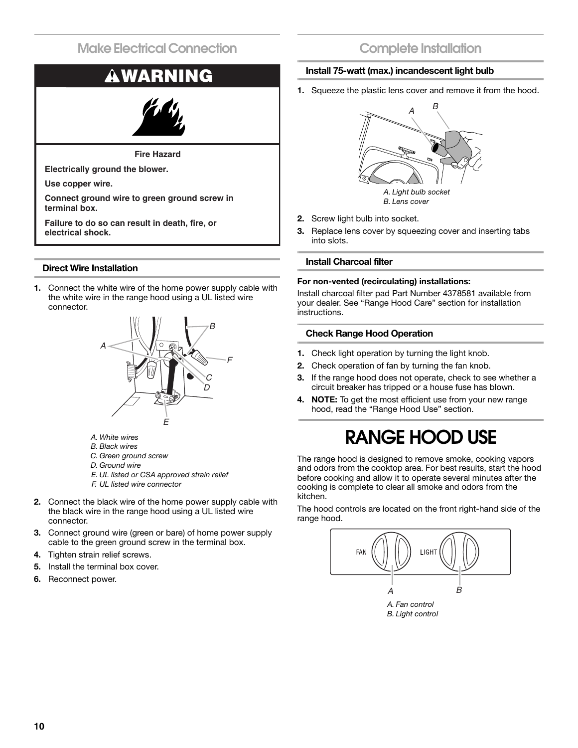## Make Electrical Connection

**⚠WARNING**

**Fire Hazard**

**Electrically ground the blower.**

**Use copper wire.**

**Connect ground wire to green ground screw in terminal box.**

**Failure to do so can result in death, fire, or electrical shock.**

### Direct Wire Installation

1. Connect the white wire of the home power supply cable with the white wire in the range hood using a UL listed wire connector.

*A. White wires*
*B. Black wires*
*C. Green ground screw*
*D. Ground wire*
*E. UL listed or CSA approved strain relief*
*F. UL listed wire connector*

2. Connect the black wire of the home power supply cable with the black wire in the range hood using a UL listed wire connector.
3. Connect ground wire (green or bare) of home power supply cable to the green ground screw in the terminal box.
4. Tighten strain relief screws.
5. Install the terminal box cover.
6. Reconnect power.

## Complete Installation

### Install 75-watt (max.) incandescent light bulb

1. Squeeze the plastic lens cover and remove it from the hood.

*A. Light bulb socket*
*B. Lens cover*

2. Screw light bulb into socket.
3. Replace lens cover by squeezing cover and inserting tabs into slots.

### Install Charcoal filter

**For non-vented (recirculating) installations:**

Install charcoal filter pad Part Number 4378581 available from your dealer. See "Range Hood Care" section for installation instructions.

### Check Range Hood Operation

1. Check light operation by turning the light knob.
2. Check operation of fan by turning the fan knob.
3. If the range hood does not operate, check to see whether a circuit breaker has tripped or a house fuse has blown.
4. **NOTE:** To get the most efficient use from your new range hood, read the "Range Hood Use" section.

# RANGE HOOD USE

The range hood is designed to remove smoke, cooking vapors and odors from the cooktop area. For best results, start the hood before cooking and allow it to operate several minutes after the cooking is complete to clear all smoke and odors from the kitchen.

The hood controls are located on the front right-hand side of the range hood.

FAN
LIGHT

*A. Fan control*
*B. Light control*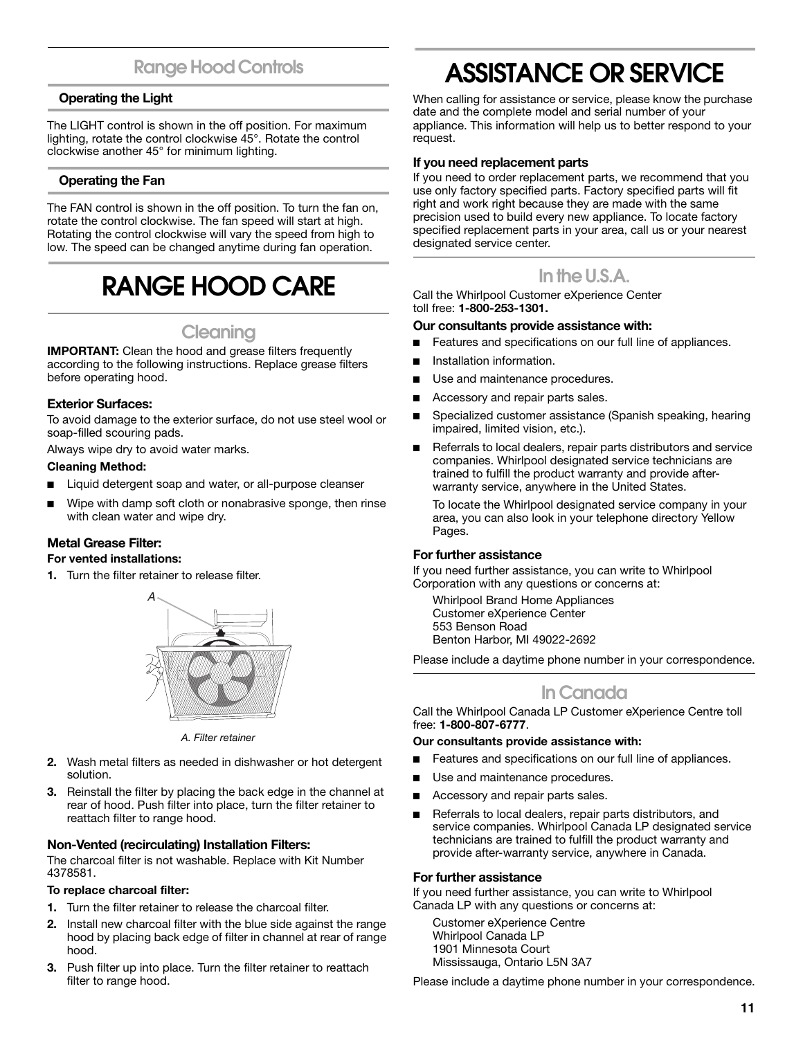## Range Hood Controls

### Operating the Light

The LIGHT control is shown in the off position. For maximum lighting, rotate the control clockwise 45°. Rotate the control clockwise another 45° for minimum lighting.

### Operating the Fan

The FAN control is shown in the off position. To turn the fan on, rotate the control clockwise. The fan speed will start at high. Rotating the control clockwise will vary the speed from high to low. The speed can be changed anytime during fan operation.

# RANGE HOOD CARE

## Cleaning

**IMPORTANT:** Clean the hood and grease filters frequently according to the following instructions. Replace grease filters before operating hood.

### Exterior Surfaces:

To avoid damage to the exterior surface, do not use steel wool or soap-filled scouring pads.

Always wipe dry to avoid water marks.

**Cleaning Method:**

- Liquid detergent soap and water, or all-purpose cleanser
- Wipe with damp soft cloth or nonabrasive sponge, then rinse with clean water and wipe dry.

### Metal Grease Filter:

**For vented installations:**

1. Turn the filter retainer to release filter.

A

A. Filter retainer

2. Wash metal filters as needed in dishwasher or hot detergent solution.
3. Reinstall the filter by placing the back edge in the channel at rear of hood. Push filter into place, turn the filter retainer to reattach filter to range hood.

### Non-Vented (recirculating) Installation Filters:

The charcoal filter is not washable. Replace with Kit Number 4378581.

**To replace charcoal filter:**

1. Turn the filter retainer to release the charcoal filter.
2. Install new charcoal filter with the blue side against the range hood by placing back edge of filter in channel at rear of range hood.
3. Push filter up into place. Turn the filter retainer to reattach filter to range hood.

# ASSISTANCE OR SERVICE

When calling for assistance or service, please know the purchase date and the complete model and serial number of your appliance. This information will help us to better respond to your request.

### If you need replacement parts

If you need to order replacement parts, we recommend that you use only factory specified parts. Factory specified parts will fit right and work right because they are made with the same precision used to build every new appliance. To locate factory specified replacement parts in your area, call us or your nearest designated service center.

## In the U.S.A.

Call the Whirlpool Customer eXperience Center toll free: **1-800-253-1301.**

**Our consultants provide assistance with:**

- Features and specifications on our full line of appliances.
- Installation information.
- Use and maintenance procedures.
- Accessory and repair parts sales.
- Specialized customer assistance (Spanish speaking, hearing impaired, limited vision, etc.).
- Referrals to local dealers, repair parts distributors and service companies. Whirlpool designated service technicians are trained to fulfill the product warranty and provide after-warranty service, anywhere in the United States.

  To locate the Whirlpool designated service company in your area, you can also look in your telephone directory Yellow Pages.

### For further assistance

If you need further assistance, you can write to Whirlpool Corporation with any questions or concerns at:

Whirlpool Brand Home Appliances
Customer eXperience Center
553 Benson Road
Benton Harbor, MI 49022-2692

Please include a daytime phone number in your correspondence.

## In Canada

Call the Whirlpool Canada LP Customer eXperience Centre toll free: **1-800-807-6777**.

**Our consultants provide assistance with:**

- Features and specifications on our full line of appliances.
- Use and maintenance procedures.
- Accessory and repair parts sales.
- Referrals to local dealers, repair parts distributors, and service companies. Whirlpool Canada LP designated service technicians are trained to fulfill the product warranty and provide after-warranty service, anywhere in Canada.

### For further assistance

If you need further assistance, you can write to Whirlpool Canada LP with any questions or concerns at:

Customer eXperience Centre
Whirlpool Canada LP
1901 Minnesota Court
Mississauga, Ontario L5N 3A7

Please include a daytime phone number in your correspondence.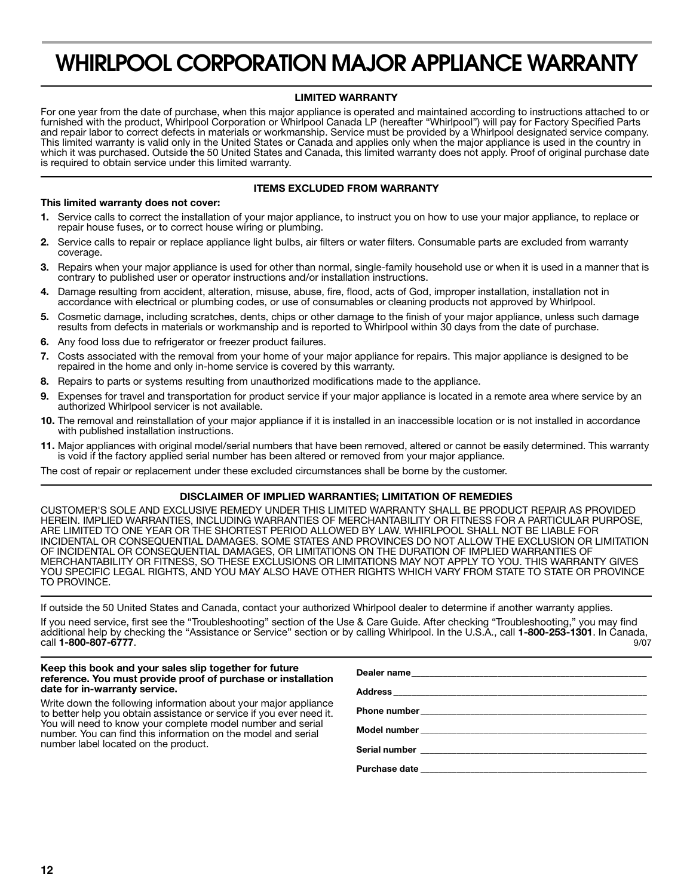# WHIRLPOOL CORPORATION MAJOR APPLIANCE WARRANTY

### LIMITED WARRANTY

For one year from the date of purchase, when this major appliance is operated and maintained according to instructions attached to or furnished with the product, Whirlpool Corporation or Whirlpool Canada LP (hereafter "Whirlpool") will pay for Factory Specified Parts and repair labor to correct defects in materials or workmanship. Service must be provided by a Whirlpool designated service company. This limited warranty is valid only in the United States or Canada and applies only when the major appliance is used in the country in which it was purchased. Outside the 50 United States and Canada, this limited warranty does not apply. Proof of original purchase date is required to obtain service under this limited warranty.

### ITEMS EXCLUDED FROM WARRANTY

**This limited warranty does not cover:**

1. Service calls to correct the installation of your major appliance, to instruct you on how to use your major appliance, to replace or repair house fuses, or to correct house wiring or plumbing.
2. Service calls to repair or replace appliance light bulbs, air filters or water filters. Consumable parts are excluded from warranty coverage.
3. Repairs when your major appliance is used for other than normal, single-family household use or when it is used in a manner that is contrary to published user or operator instructions and/or installation instructions.
4. Damage resulting from accident, alteration, misuse, abuse, fire, flood, acts of God, improper installation, installation not in accordance with electrical or plumbing codes, or use of consumables or cleaning products not approved by Whirlpool.
5. Cosmetic damage, including scratches, dents, chips or other damage to the finish of your major appliance, unless such damage results from defects in materials or workmanship and is reported to Whirlpool within 30 days from the date of purchase.
6. Any food loss due to refrigerator or freezer product failures.
7. Costs associated with the removal from your home of your major appliance for repairs. This major appliance is designed to be repaired in the home and only in-home service is covered by this warranty.
8. Repairs to parts or systems resulting from unauthorized modifications made to the appliance.
9. Expenses for travel and transportation for product service if your major appliance is located in a remote area where service by an authorized Whirlpool servicer is not available.
10. The removal and reinstallation of your major appliance if it is installed in an inaccessible location or is not installed in accordance with published installation instructions.
11. Major appliances with original model/serial numbers that have been removed, altered or cannot be easily determined. This warranty is void if the factory applied serial number has been altered or removed from your major appliance.

The cost of repair or replacement under these excluded circumstances shall be borne by the customer.

### DISCLAIMER OF IMPLIED WARRANTIES; LIMITATION OF REMEDIES

CUSTOMER'S SOLE AND EXCLUSIVE REMEDY UNDER THIS LIMITED WARRANTY SHALL BE PRODUCT REPAIR AS PROVIDED HEREIN. IMPLIED WARRANTIES, INCLUDING WARRANTIES OF MERCHANTABILITY OR FITNESS FOR A PARTICULAR PURPOSE, ARE LIMITED TO ONE YEAR OR THE SHORTEST PERIOD ALLOWED BY LAW. WHIRLPOOL SHALL NOT BE LIABLE FOR INCIDENTAL OR CONSEQUENTIAL DAMAGES. SOME STATES AND PROVINCES DO NOT ALLOW THE EXCLUSION OR LIMITATION OF INCIDENTAL OR CONSEQUENTIAL DAMAGES, OR LIMITATIONS ON THE DURATION OF IMPLIED WARRANTIES OF MERCHANTABILITY OR FITNESS, SO THESE EXCLUSIONS OR LIMITATIONS MAY NOT APPLY TO YOU. THIS WARRANTY GIVES YOU SPECIFIC LEGAL RIGHTS, AND YOU MAY ALSO HAVE OTHER RIGHTS WHICH VARY FROM STATE TO STATE OR PROVINCE TO PROVINCE.

If outside the 50 United States and Canada, contact your authorized Whirlpool dealer to determine if another warranty applies.

If you need service, first see the "Troubleshooting" section of the Use & Care Guide. After checking "Troubleshooting," you may find additional help by checking the "Assistance or Service" section or by calling Whirlpool. In the U.S.A., call **1-800-253-1301**. In Canada, call **1-800-807-6777**. 9/07

**Keep this book and your sales slip together for future reference. You must provide proof of purchase or installation date for in-warranty service.**

Write down the following information about your major appliance to better help you obtain assistance or service if you ever need it. You will need to know your complete model number and serial number. You can find this information on the model and serial number label located on the product.

**Dealer name**\_\_\_\_\_\_\_\_\_\_\_\_\_\_\_\_\_\_\_\_\_\_\_\_\_\_\_\_\_\_\_\_

**Address**\_\_\_\_\_\_\_\_\_\_\_\_\_\_\_\_\_\_\_\_\_\_\_\_\_\_\_\_\_\_\_\_

**Phone number**\_\_\_\_\_\_\_\_\_\_\_\_\_\_\_\_\_\_\_\_\_\_\_\_\_\_\_\_\_\_\_\_

**Model number**\_\_\_\_\_\_\_\_\_\_\_\_\_\_\_\_\_\_\_\_\_\_\_\_\_\_\_\_\_\_\_\_

**Serial number**\_\_\_\_\_\_\_\_\_\_\_\_\_\_\_\_\_\_\_\_\_\_\_\_\_\_\_\_\_\_\_\_

**Purchase date**\_\_\_\_\_\_\_\_\_\_\_\_\_\_\_\_\_\_\_\_\_\_\_\_\_\_\_\_\_\_\_\_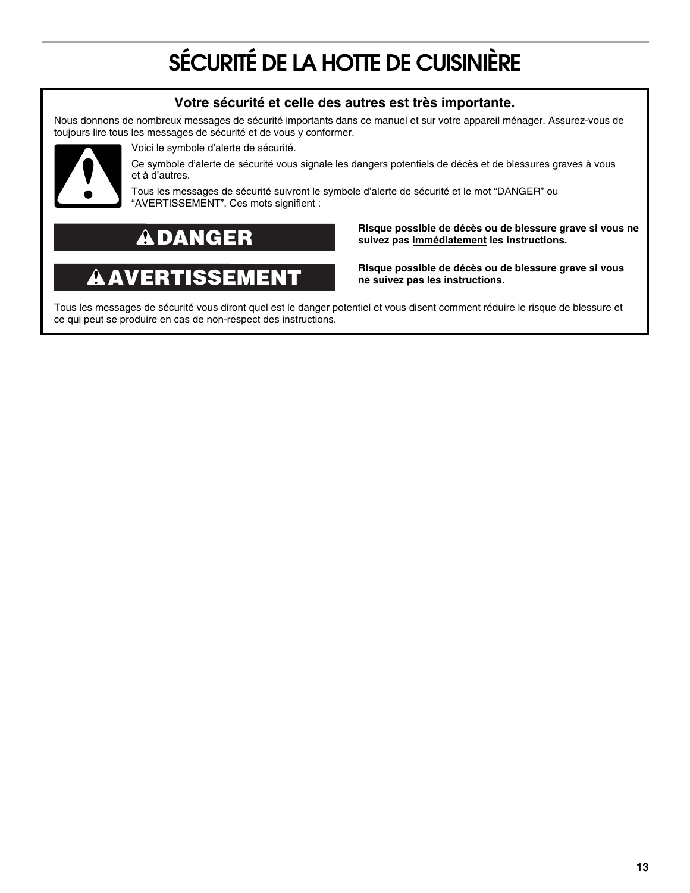# SÉCURITÉ DE LA HOTTE DE CUISINIÈRE

## Votre sécurité et celle des autres est très importante.

Nous donnons de nombreux messages de sécurité importants dans ce manuel et sur votre appareil ménager. Assurez-vous de toujours lire tous les messages de sécurité et de vous y conformer.

Voici le symbole d'alerte de sécurité.

Ce symbole d'alerte de sécurité vous signale les dangers potentiels de décès et de blessures graves à vous et à d'autres.

Tous les messages de sécurité suivront le symbole d'alerte de sécurité et le mot "DANGER" ou "AVERTISSEMENT". Ces mots signifient :

**DANGER** — **Risque possible de décès ou de blessure grave si vous ne suivez pas immédiatement les instructions.**

**AVERTISSEMENT** — **Risque possible de décès ou de blessure grave si vous ne suivez pas les instructions.**

Tous les messages de sécurité vous diront quel est le danger potentiel et vous disent comment réduire le risque de blessure et ce qui peut se produire en cas de non-respect des instructions.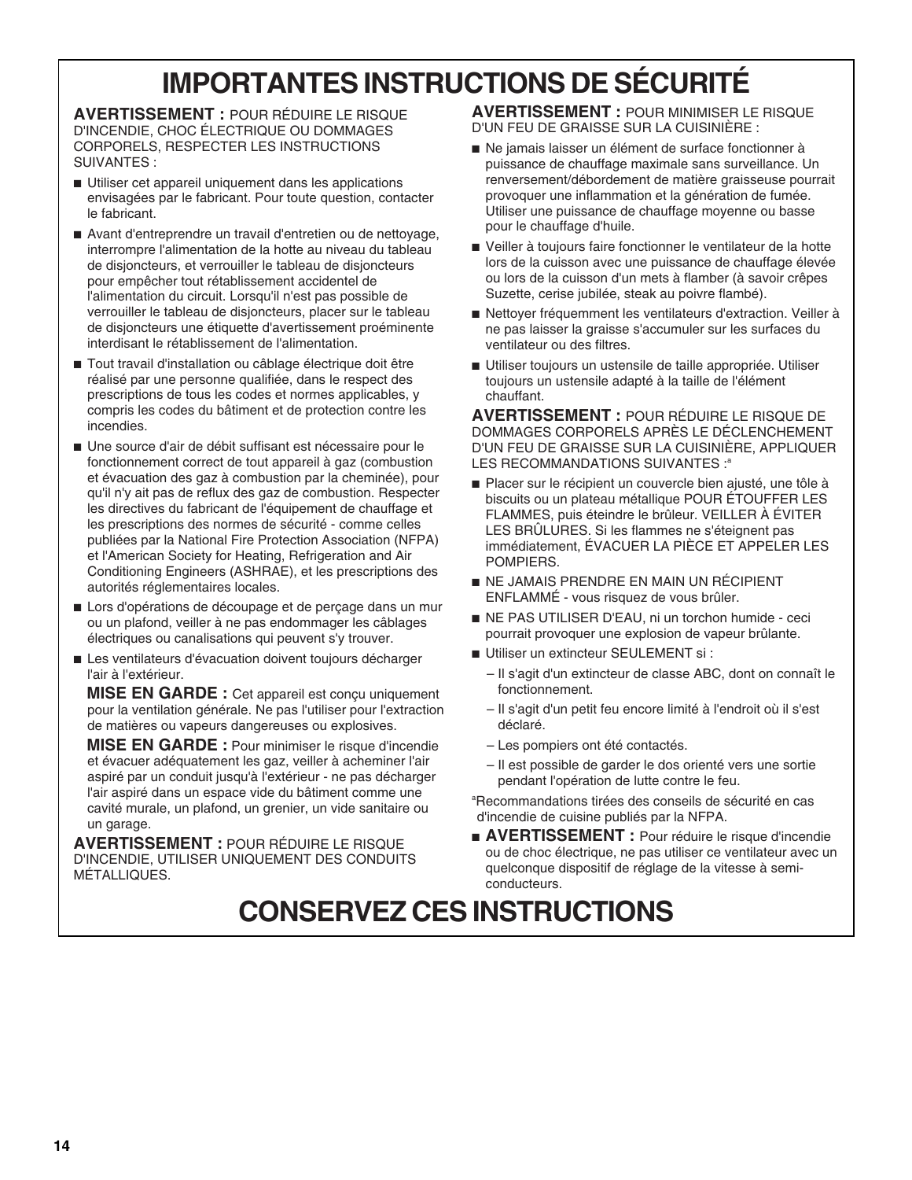# IMPORTANTES INSTRUCTIONS DE SÉCURITÉ

**AVERTISSEMENT :** POUR RÉDUIRE LE RISQUE D'INCENDIE, CHOC ÉLECTRIQUE OU DOMMAGES CORPORELS, RESPECTER LES INSTRUCTIONS SUIVANTES :

- Utiliser cet appareil uniquement dans les applications envisagées par le fabricant. Pour toute question, contacter le fabricant.
- Avant d'entreprendre un travail d'entretien ou de nettoyage, interrompre l'alimentation de la hotte au niveau du tableau de disjoncteurs, et verrouiller le tableau de disjoncteurs pour empêcher tout rétablissement accidentel de l'alimentation du circuit. Lorsqu'il n'est pas possible de verrouiller le tableau de disjoncteurs, placer sur le tableau de disjoncteurs une étiquette d'avertissement proéminente interdisant le rétablissement de l'alimentation.
- Tout travail d'installation ou câblage électrique doit être réalisé par une personne qualifiée, dans le respect des prescriptions de tous les codes et normes applicables, y compris les codes du bâtiment et de protection contre les incendies.
- Une source d'air de débit suffisant est nécessaire pour le fonctionnement correct de tout appareil à gaz (combustion et évacuation des gaz à combustion par la cheminée), pour qu'il n'y ait pas de reflux des gaz de combustion. Respecter les directives du fabricant de l'équipement de chauffage et les prescriptions des normes de sécurité - comme celles publiées par la National Fire Protection Association (NFPA) et l'American Society for Heating, Refrigeration and Air Conditioning Engineers (ASHRAE), et les prescriptions des autorités réglementaires locales.
- Lors d'opérations de découpage et de perçage dans un mur ou un plafond, veiller à ne pas endommager les câblages électriques ou canalisations qui peuvent s'y trouver.
- Les ventilateurs d'évacuation doivent toujours décharger l'air à l'extérieur.

  **MISE EN GARDE :** Cet appareil est conçu uniquement pour la ventilation générale. Ne pas l'utiliser pour l'extraction de matières ou vapeurs dangereuses ou explosives.

  **MISE EN GARDE :** Pour minimiser le risque d'incendie et évacuer adéquatement les gaz, veiller à acheminer l'air aspiré par un conduit jusqu'à l'extérieur - ne pas décharger l'air aspiré dans un espace vide du bâtiment comme une cavité murale, un plafond, un grenier, un vide sanitaire ou un garage.

**AVERTISSEMENT :** POUR RÉDUIRE LE RISQUE D'INCENDIE, UTILISER UNIQUEMENT DES CONDUITS MÉTALLIQUES.

**AVERTISSEMENT :** POUR MINIMISER LE RISQUE D'UN FEU DE GRAISSE SUR LA CUISINIÈRE :

- Ne jamais laisser un élément de surface fonctionner à puissance de chauffage maximale sans surveillance. Un renversement/débordement de matière graisseuse pourrait provoquer une inflammation et la génération de fumée. Utiliser une puissance de chauffage moyenne ou basse pour le chauffage d'huile.
- Veiller à toujours faire fonctionner le ventilateur de la hotte lors de la cuisson avec une puissance de chauffage élevée ou lors de la cuisson d'un mets à flamber (à savoir crêpes Suzette, cerise jubilée, steak au poivre flambé).
- Nettoyer fréquemment les ventilateurs d'extraction. Veiller à ne pas laisser la graisse s'accumuler sur les surfaces du ventilateur ou des filtres.
- Utiliser toujours un ustensile de taille appropriée. Utiliser toujours un ustensile adapté à la taille de l'élément chauffant.

**AVERTISSEMENT :** POUR RÉDUIRE LE RISQUE DE DOMMAGES CORPORELS APRÈS LE DÉCLENCHEMENT D'UN FEU DE GRAISSE SUR LA CUISINIÈRE, APPLIQUER LES RECOMMANDATIONS SUIVANTES :[a]

- Placer sur le récipient un couvercle bien ajusté, une tôle à biscuits ou un plateau métallique POUR ÉTOUFFER LES FLAMMES, puis éteindre le brûleur. VEILLER À ÉVITER LES BRÛLURES. Si les flammes ne s'éteignent pas immédiatement, ÉVACUER LA PIÈCE ET APPELER LES POMPIERS.
- NE JAMAIS PRENDRE EN MAIN UN RÉCIPIENT ENFLAMMÉ - vous risquez de vous brûler.
- NE PAS UTILISER D'EAU, ni un torchon humide - ceci pourrait provoquer une explosion de vapeur brûlante.
- Utiliser un extincteur SEULEMENT si :
  - Il s'agit d'un extincteur de classe ABC, dont on connaît le fonctionnement.
  - Il s'agit d'un petit feu encore limité à l'endroit où il s'est déclaré.
  - Les pompiers ont été contactés.
  - Il est possible de garder le dos orienté vers une sortie pendant l'opération de lutte contre le feu.

[a]Recommandations tirées des conseils de sécurité en cas d'incendie de cuisine publiés par la NFPA.

- **AVERTISSEMENT :** Pour réduire le risque d'incendie ou de choc électrique, ne pas utiliser ce ventilateur avec un quelconque dispositif de réglage de la vitesse à semi-conducteurs.

# CONSERVEZ CES INSTRUCTIONS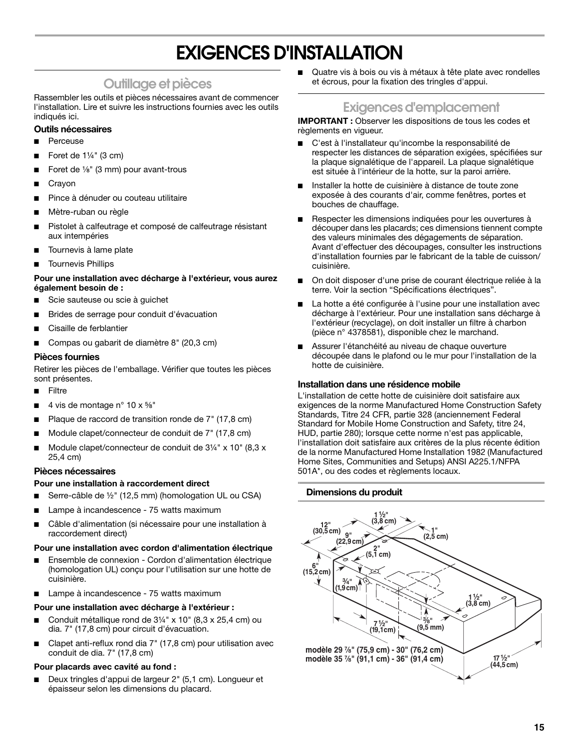// EXIGENCES D'INSTALLATION

## Outillage et pièces

Rassembler les outils et pièces nécessaires avant de commencer l'installation. Lire et suivre les instructions fournies avec les outils indiqués ici.

### Outils nécessaires

- Perceuse
- Foret de 1¼" (3 cm)
- Foret de ⅛" (3 mm) pour avant-trous
- Crayon
- Pince à dénuder ou couteau utilitaire
- Mètre-ruban ou règle
- Pistolet à calfeutrage et composé de calfeutrage résistant aux intempéries
- Tournevis à lame plate
- Tournevis Phillips

**Pour une installation avec décharge à l'extérieur, vous aurez également besoin de :**

- Scie sauteuse ou scie à guichet
- Brides de serrage pour conduit d'évacuation
- Cisaille de ferblantier
- Compas ou gabarit de diamètre 8" (20,3 cm)

### Pièces fournies

Retirer les pièces de l'emballage. Vérifier que toutes les pièces sont présentes.

- Filtre
- 4 vis de montage n° 10 x ⅝"
- Plaque de raccord de transition ronde de 7" (17,8 cm)
- Module clapet/connecteur de conduit de 7" (17,8 cm)
- Module clapet/connecteur de conduit de 3¼" x 10" (8,3 x 25,4 cm)

### Pièces nécessaires

**Pour une installation à raccordement direct**

- Serre-câble de ½" (12,5 mm) (homologation UL ou CSA)
- Lampe à incandescence - 75 watts maximum
- Câble d'alimentation (si nécessaire pour une installation à raccordement direct)

**Pour une installation avec cordon d'alimentation électrique**

- Ensemble de connexion - Cordon d'alimentation électrique (homologation UL) conçu pour l'utilisation sur une hotte de cuisinière.
- Lampe à incandescence - 75 watts maximum

**Pour une installation avec décharge à l'extérieur :**

- Conduit métallique rond de 3¼" x 10" (8,3 x 25,4 cm) ou dia. 7" (17,8 cm) pour circuit d'évacuation.
- Clapet anti-reflux rond dia 7" (17,8 cm) pour utilisation avec conduit de dia. 7" (17,8 cm)

**Pour placards avec cavité au fond :**

- Deux tringles d'appui de largeur 2" (5,1 cm). Longueur et épaisseur selon les dimensions du placard.
- Quatre vis à bois ou vis à métaux à tête plate avec rondelles et écrous, pour la fixation des tringles d'appui.

## Exigences d'emplacement

**IMPORTANT :** Observer les dispositions de tous les codes et règlements en vigueur.

- C'est à l'installateur qu'incombe la responsabilité de respecter les distances de séparation exigées, spécifiées sur la plaque signalétique de l'appareil. La plaque signalétique est située à l'intérieur de la hotte, sur la paroi arrière.
- Installer la hotte de cuisinière à distance de toute zone exposée à des courants d'air, comme fenêtres, portes et bouches de chauffage.
- Respecter les dimensions indiquées pour les ouvertures à découper dans les placards; ces dimensions tiennent compte des valeurs minimales des dégagements de séparation. Avant d'effectuer des découpages, consulter les instructions d'installation fournies par le fabricant de la table de cuisson/cuisinière.
- On doit disposer d'une prise de courant électrique reliée à la terre. Voir la section "Spécifications électriques".
- La hotte a été configurée à l'usine pour une installation avec décharge à l'extérieur. Pour une installation sans décharge à l'extérieur (recyclage), on doit installer un filtre à charbon (pièce n° 4378581), disponible chez le marchand.
- Assurer l'étanchéité au niveau de chaque ouverture découpée dans le plafond ou le mur pour l'installation de la hotte de cuisinière.

### Installation dans une résidence mobile

L'installation de cette hotte de cuisinière doit satisfaire aux exigences de la norme Manufactured Home Construction Safety Standards, Titre 24 CFR, partie 328 (anciennement Federal Standard for Mobile Home Construction and Safety, titre 24, HUD, partie 280); lorsque cette norme n'est pas applicable, l'installation doit satisfaire aux critères de la plus récente édition de la norme Manufactured Home Installation 1982 (Manufactured Home Sites, Communities and Setups) ANSI A225.1/NFPA 501A*, ou des codes et règlements locaux.

### Dimensions du produit

1½" (3,8 cm)
12" (30,5 cm)
9" (22,9 cm)
1" (2,5 cm)
2" (5,1 cm)
6" (15,2 cm)
¾" (1,9 cm)
1½" (3,8 cm)
⅜" (9,5 mm)
7½" (19,1cm)
modèle 29⅞" (75,9 cm) - 30" (76,2 cm)
modèle 35⅞" (91,1 cm) - 36" (91,4 cm)
17½" (44,5 cm)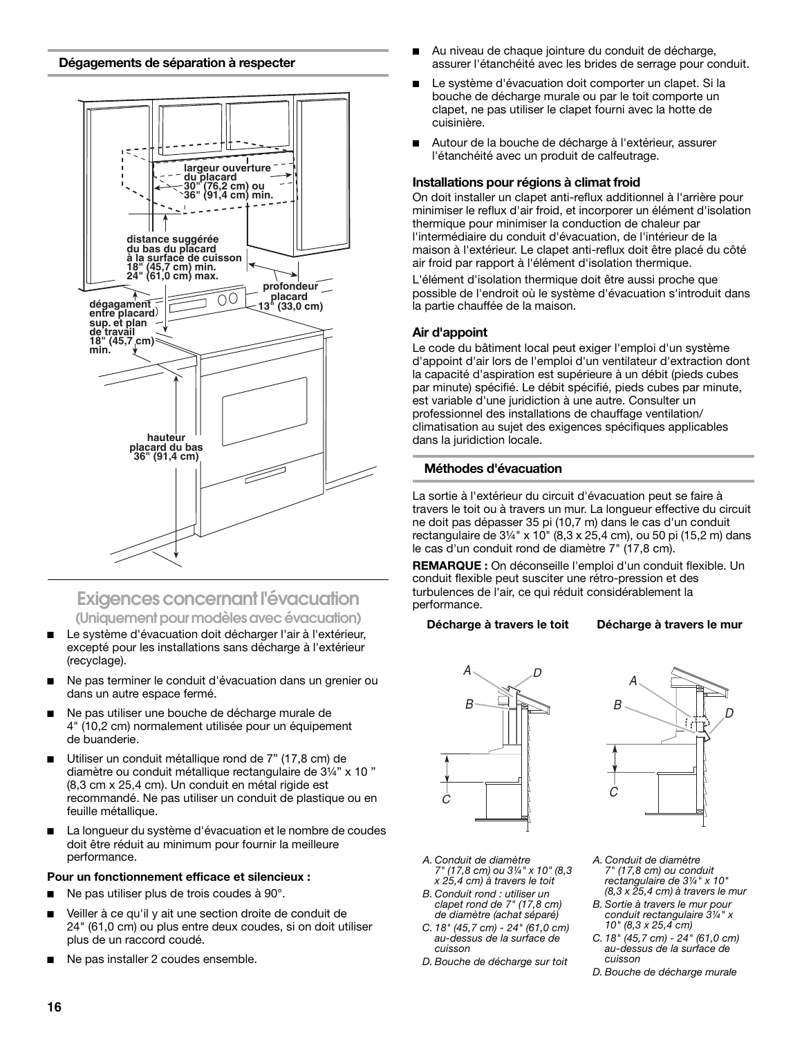## Dégagements de séparation à respecter

largeur ouverture du placard 30" (76,2 cm) ou 36" (91,4 cm) min.

distance suggérée du bas du placard à la surface de cuisson 18" (45,7 cm) min. 24" (61,0 cm) max.

profondeur placard 13" (33,0 cm)

dégagament entre placard sup. et plan de travail 18" (45,7 cm) min.

hauteur placard du bas 36" (91,4 cm)

# Exigences concernant l'évacuation

## (Uniquement pour modèles avec évacuation)

- Le système d'évacuation doit décharger l'air à l'extérieur, excepté pour les installations sans décharge à l'extérieur (recyclage).
- Ne pas terminer le conduit d'évacuation dans un grenier ou dans un autre espace fermé.
- Ne pas utiliser une bouche de décharge murale de 4" (10,2 cm) normalement utilisée pour un équipement de buanderie.
- Utiliser un conduit métallique rond de 7" (17,8 cm) de diamètre ou conduit métallique rectangulaire de 3¼" x 10 " (8,3 cm x 25,4 cm). Un conduit en métal rigide est recommandé. Ne pas utiliser un conduit de plastique ou en feuille métallique.
- La longueur du système d'évacuation et le nombre de coudes doit être réduit au minimum pour fournir la meilleure performance.

**Pour un fonctionnement efficace et silencieux :**

- Ne pas utiliser plus de trois coudes à 90°.
- Veiller à ce qu'il y ait une section droite de conduit de 24" (61,0 cm) ou plus entre deux coudes, si on doit utiliser plus de un raccord coudé.
- Ne pas installer 2 coudes ensemble.
- Au niveau de chaque jointure du conduit de décharge, assurer l'étanchéité avec les brides de serrage pour conduit.
- Le système d'évacuation doit comporter un clapet. Si la bouche de décharge murale ou par le toit comporte un clapet, ne pas utiliser le clapet fourni avec la hotte de cuisinière.
- Autour de la bouche de décharge à l'extérieur, assurer l'étanchéité avec un produit de calfeutrage.

### Installations pour régions à climat froid

On doit installer un clapet anti-reflux additionnel à l'arrière pour minimiser le reflux d'air froid, et incorporer un élément d'isolation thermique pour minimiser la conduction de chaleur par l'intermédiaire du conduit d'évacuation, de l'intérieur de la maison à l'extérieur. Le clapet anti-reflux doit être placé du côté air froid par rapport à l'élément d'isolation thermique.

L'élément d'isolation thermique doit être aussi proche que possible de l'endroit où le système d'évacuation s'introduit dans la partie chauffée de la maison.

### Air d'appoint

Le code du bâtiment local peut exiger l'emploi d'un système d'appoint d'air lors de l'emploi d'un ventilateur d'extraction dont la capacité d'aspiration est supérieure à un débit (pieds cubes par minute) spécifié. Le débit spécifié, pieds cubes par minute, est variable d'une juridiction à une autre. Consulter un professionnel des installations de chauffage ventilation/climatisation au sujet des exigences spécifiques applicables dans la juridiction locale.

## Méthodes d'évacuation

La sortie à l'extérieur du circuit d'évacuation peut se faire à travers le toit ou à travers un mur. La longueur effective du circuit ne doit pas dépasser 35 pi (10,7 m) dans le cas d'un conduit rectangulaire de 3¼" x 10" (8,3 x 25,4 cm), ou 50 pi (15,2 m) dans le cas d'un conduit rond de diamètre 7" (17,8 cm).

**REMARQUE :** On déconseille l'emploi d'un conduit flexible. Un conduit flexible peut susciter une rétro-pression et des turbulences de l'air, ce qui réduit considérablement la performance.

**Décharge à travers le toit**

*A. Conduit de diamètre 7" (17,8 cm) ou 3¼" x 10" (8,3 x 25,4 cm) à travers le toit*
*B. Conduit rond : utiliser un clapet rond de 7" (17,8 cm) de diamètre (achat séparé)*
*C. 18" (45,7 cm) - 24" (61,0 cm) au-dessus de la surface de cuisson*
*D. Bouche de décharge sur toit*

**Décharge à travers le mur**

*A. Conduit de diamètre 7" (17,8 cm) ou conduit rectangulaire de 3¼" x 10" (8,3 x 25,4 cm) à travers le mur*
*B. Sortie à travers le mur pour conduit rectangulaire 3¼" x 10" (8,3 x 25,4 cm)*
*C. 18" (45,7 cm) - 24" (61,0 cm) au-dessus de la surface de cuisson*
*D. Bouche de décharge murale*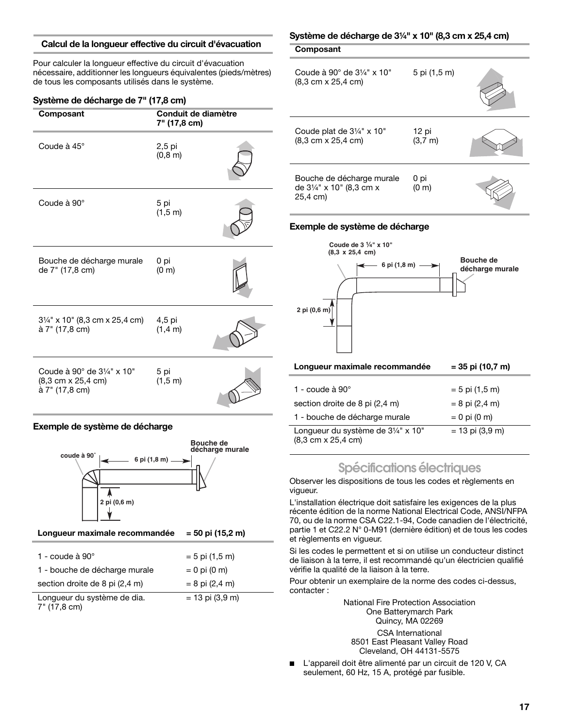### Calcul de la longueur effective du circuit d'évacuation

Pour calculer la longueur effective du circuit d'évacuation nécessaire, additionner les longueurs équivalentes (pieds/mètres) de tous les composants utilisés dans le système.

**Système de décharge de 7" (17,8 cm)**

| Composant | Conduit de diamètre 7" (17,8 cm) |
|---|---|
| Coude à 45° | 2,5 pi (0,8 m) |
| Coude à 90° | 5 pi (1,5 m) |
| Bouche de décharge murale de 7" (17,8 cm) | 0 pi (0 m) |
| 3¼" x 10" (8,3 cm x 25,4 cm) à 7" (17,8 cm) | 4,5 pi (1,4 m) |
| Coude à 90° de 3¼" x 10" (8,3 cm x 25,4 cm) à 7" (17,8 cm) | 5 pi (1,5 m) |

**Exemple de système de décharge**

coude à 90°
6 pi (1,8 m)
Bouche de décharge murale
2 pi (0,6 m)

| Longueur maximale recommandée | = 50 pi (15,2 m) |
|---|---|
| 1 - coude à 90° | = 5 pi (1,5 m) |
| 1 - bouche de décharge murale | = 0 pi (0 m) |
| section droite de 8 pi (2,4 m) | = 8 pi (2,4 m) |
| Longueur du système de dia. 7" (17,8 cm) | = 13 pi (3,9 m) |

**Système de décharge de 3¼" x 10" (8,3 cm x 25,4 cm)**

| Composant | |
|---|---|
| Coude à 90° de 3¼" x 10" (8,3 cm x 25,4 cm) | 5 pi (1,5 m) |
| Coude plat de 3¼" x 10" (8,3 cm x 25,4 cm) | 12 pi (3,7 m) |
| Bouche de décharge murale de 3¼" x 10" (8,3 cm x 25,4 cm) | 0 pi (0 m) |

**Exemple de système de décharge**

Coude de 3 ¼" x 10" (8,3 x 25,4 cm)
6 pi (1,8 m)
Bouche de décharge murale
2 pi (0,6 m)

| Longueur maximale recommandée | = 35 pi (10,7 m) |
|---|---|
| 1 - coude à 90° | = 5 pi (1,5 m) |
| section droite de 8 pi (2,4 m) | = 8 pi (2,4 m) |
| 1 - bouche de décharge murale | = 0 pi (0 m) |
| Longueur du système de 3¼" x 10" (8,3 cm x 25,4 cm) | = 13 pi (3,9 m) |

## Spécifications électriques

Observer les dispositions de tous les codes et règlements en vigueur.

L'installation électrique doit satisfaire les exigences de la plus récente édition de la norme National Electrical Code, ANSI/NFPA 70, ou de la norme CSA C22.1-94, Code canadien de l'électricité, partie 1 et C22.2 N° 0-M91 (dernière édition) et de tous les codes et règlements en vigueur.

Si les codes le permettent et si on utilise un conducteur distinct de liaison à la terre, il est recommandé qu'un électricien qualifié vérifie la qualité de la liaison à la terre.

Pour obtenir un exemplaire de la norme des codes ci-dessus, contacter :

National Fire Protection Association
One Batterymarch Park
Quincy, MA 02269

CSA International
8501 East Pleasant Valley Road
Cleveland, OH 44131-5575

- L'appareil doit être alimenté par un circuit de 120 V, CA seulement, 60 Hz, 15 A, protégé par fusible.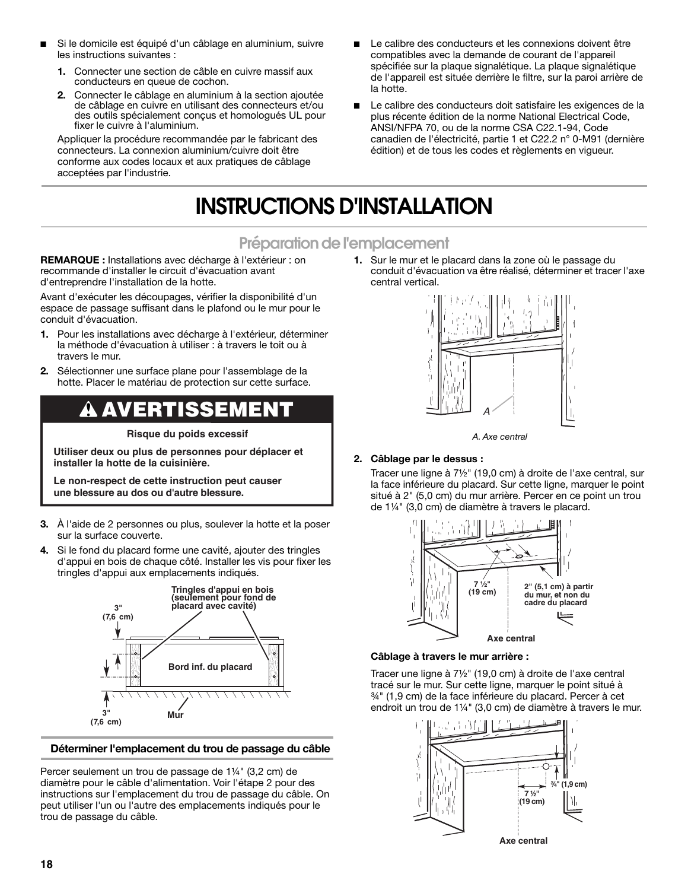- Si le domicile est équipé d'un câblage en aluminium, suivre les instructions suivantes :

  1. Connecter une section de câble en cuivre massif aux conducteurs en queue de cochon.
  2. Connecter le câblage en aluminium à la section ajoutée de câblage en cuivre en utilisant des connecteurs et/ou des outils spécialement conçus et homologués UL pour fixer le cuivre à l'aluminium.

  Appliquer la procédure recommandée par le fabricant des connecteurs. La connexion aluminium/cuivre doit être conforme aux codes locaux et aux pratiques de câblage acceptées par l'industrie.

- Le calibre des conducteurs et les connexions doivent être compatibles avec la demande de courant de l'appareil spécifiée sur la plaque signalétique. La plaque signalétique de l'appareil est située derrière le filtre, sur la paroi arrière de la hotte.
- Le calibre des conducteurs doit satisfaire les exigences de la plus récente édition de la norme National Electrical Code, ANSI/NFPA 70, ou de la norme CSA C22.1-94, Code canadien de l'électricité, partie 1 et C22.2 n° 0-M91 (dernière édition) et de tous les codes et règlements en vigueur.

# INSTRUCTIONS D'INSTALLATION

## Préparation de l'emplacement

**REMARQUE :** Installations avec décharge à l'extérieur : on recommande d'installer le circuit d'évacuation avant d'entreprendre l'installation de la hotte.

Avant d'exécuter les découpages, vérifier la disponibilité d'un espace de passage suffisant dans le plafond ou le mur pour le conduit d'évacuation.

1. Pour les installations avec décharge à l'extérieur, déterminer la méthode d'évacuation à utiliser : à travers le toit ou à travers le mur.
2. Sélectionner une surface plane pour l'assemblage de la hotte. Placer le matériau de protection sur cette surface.

**⚠ AVERTISSEMENT**

**Risque du poids excessif**

**Utiliser deux ou plus de personnes pour déplacer et installer la hotte de la cuisinière.**

**Le non-respect de cette instruction peut causer une blessure au dos ou d'autre blessure.**

3. À l'aide de 2 personnes ou plus, soulever la hotte et la poser sur la surface couverte.
4. Si le fond du placard forme une cavité, ajouter des tringles d'appui en bois de chaque côté. Installer les vis pour fixer les tringles d'appui aux emplacements indiqués.

Tringles d'appui en bois (seulement pour fond de placard avec cavité)
3" (7,6 cm)
Bord inf. du placard
3" (7,6 cm)
Mur

### Déterminer l'emplacement du trou de passage du câble

Percer seulement un trou de passage de 1¼" (3,2 cm) de diamètre pour le câble d'alimentation. Voir l'étape 2 pour des instructions sur l'emplacement du trou de passage du câble. On peut utiliser l'un ou l'autre des emplacements indiqués pour le trou de passage du câble.

1. Sur le mur et le placard dans la zone où le passage du conduit d'évacuation va être réalisé, déterminer et tracer l'axe central vertical.

A

A. Axe central

2. **Câblage par le dessus :**

   Tracer une ligne à 7½" (19,0 cm) à droite de l'axe central, sur la face inférieure du placard. Sur cette ligne, marquer le point situé à 2" (5,0 cm) du mur arrière. Percer en ce point un trou de 1¼" (3,0 cm) de diamètre à travers le placard.

   7 ½" (19 cm)
   2" (5,1 cm) à partir du mur, et non du cadre du placard
   Axe central

   **Câblage à travers le mur arrière :**

   Tracer une ligne à 7½" (19,0 cm) à droite de l'axe central tracé sur le mur. Sur cette ligne, marquer le point situé à ¾" (1,9 cm) de la face inférieure du placard. Percer à cet endroit un trou de 1¼" (3,0 cm) de diamètre à travers le mur.

   ¾" (1,9 cm)
   7 ½" (19 cm)
   Axe central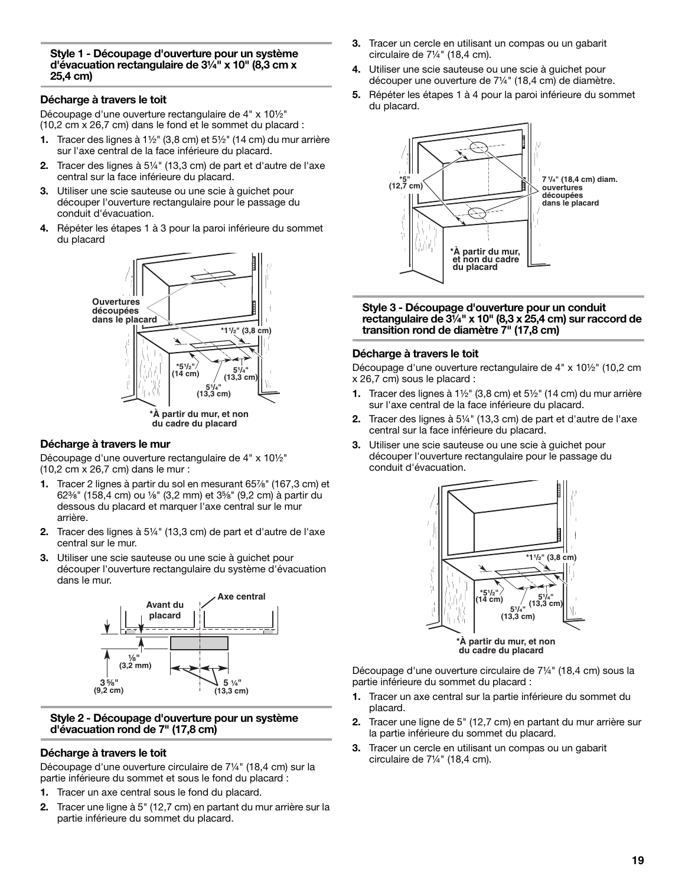### Style 1 - Découpage d'ouverture pour un système d'évacuation rectangulaire de 3¼" x 10" (8,3 cm x 25,4 cm)

#### Décharge à travers le toit

Découpage d'une ouverture rectangulaire de 4" x 10½" (10,2 cm x 26,7 cm) dans le fond et le sommet du placard :

1. Tracer des lignes à 1½" (3,8 cm) et 5½" (14 cm) du mur arrière sur l'axe central de la face inférieure du placard.
2. Tracer des lignes à 5¼" (13,3 cm) de part et d'autre de l'axe central sur la face inférieure du placard.
3. Utiliser une scie sauteuse ou une scie à guichet pour découper l'ouverture rectangulaire pour le passage du conduit d'évacuation.
4. Répéter les étapes 1 à 3 pour la paroi inférieure du sommet du placard

Ouvertures découpées dans le placard

*1½" (3,8 cm)

*5½" (14 cm)

5¼" (13,3 cm)

5¼" (13,3 cm)

*À partir du mur, et non du cadre du placard

#### Décharge à travers le mur

Découpage d'une ouverture rectangulaire de 4" x 10½" (10,2 cm x 26,7 cm) dans le mur :

1. Tracer 2 lignes à partir du sol en mesurant 65⅞" (167,3 cm) et 62⅜" (158,4 cm) ou ⅛" (3,2 mm) et 3⅝" (9,2 cm) à partir du dessous du placard et marquer l'axe central sur le mur arrière.
2. Tracer des lignes à 5¼" (13,3 cm) de part et d'autre de l'axe central sur le mur.
3. Utiliser une scie sauteuse ou une scie à guichet pour découper l'ouverture rectangulaire du système d'évacuation dans le mur.

Axe central

Avant du placard

⅛" (3,2 mm)

3⅝" (9,2 cm)

5¼" (13,3 cm)

### Style 2 - Découpage d'ouverture pour un système d'évacuation rond de 7" (17,8 cm)

#### Décharge à travers le toit

Découpage d'une ouverture circulaire de 7¼" (18,4 cm) sur la partie inférieure du sommet et sous le fond du placard :

1. Tracer un axe central sous le fond du placard.
2. Tracer une ligne à 5" (12,7 cm) en partant du mur arrière sur la partie inférieure du sommet du placard.
3. Tracer un cercle en utilisant un compas ou un gabarit circulaire de 7¼" (18,4 cm).
4. Utiliser une scie sauteuse ou une scie à guichet pour découper une ouverture de 7¼" (18,4 cm) de diamètre.
5. Répéter les étapes 1 à 4 pour la paroi inférieure du sommet du placard.

*5" (12,7 cm)

7¼" (18,4 cm) diam. ouvertures découpées dans le placard

*À partir du mur, et non du cadre du placard

### Style 3 - Découpage d'ouverture pour un conduit rectangulaire de 3¼" x 10" (8,3 x 25,4 cm) sur raccord de transition rond de diamètre 7" (17,8 cm)

#### Décharge à travers le toit

Découpage d'une ouverture rectangulaire de 4" x 10½" (10,2 cm x 26,7 cm) sous le placard :

1. Tracer des lignes à 1½" (3,8 cm) et 5½" (14 cm) du mur arrière sur l'axe central de la face inférieure du placard.
2. Tracer des lignes à 5¼" (13,3 cm) de part et d'autre de l'axe central sur la face inférieure du placard.
3. Utiliser une scie sauteuse ou une scie à guichet pour découper l'ouverture rectangulaire pour le passage du conduit d'évacuation.

*1½" (3,8 cm)

*5½" (14 cm)

5¼" (13,3 cm)

5¼" (13,3 cm)

*À partir du mur, et non du cadre du placard

Découpage d'une ouverture circulaire de 7¼" (18,4 cm) sous la partie inférieure du sommet du placard :

1. Tracer un axe central sur la partie inférieure du sommet du placard.
2. Tracer une ligne de 5" (12,7 cm) en partant du mur arrière sur la partie inférieure du sommet du placard.
3. Tracer un cercle en utilisant un compas ou un gabarit circulaire de 7¼" (18,4 cm).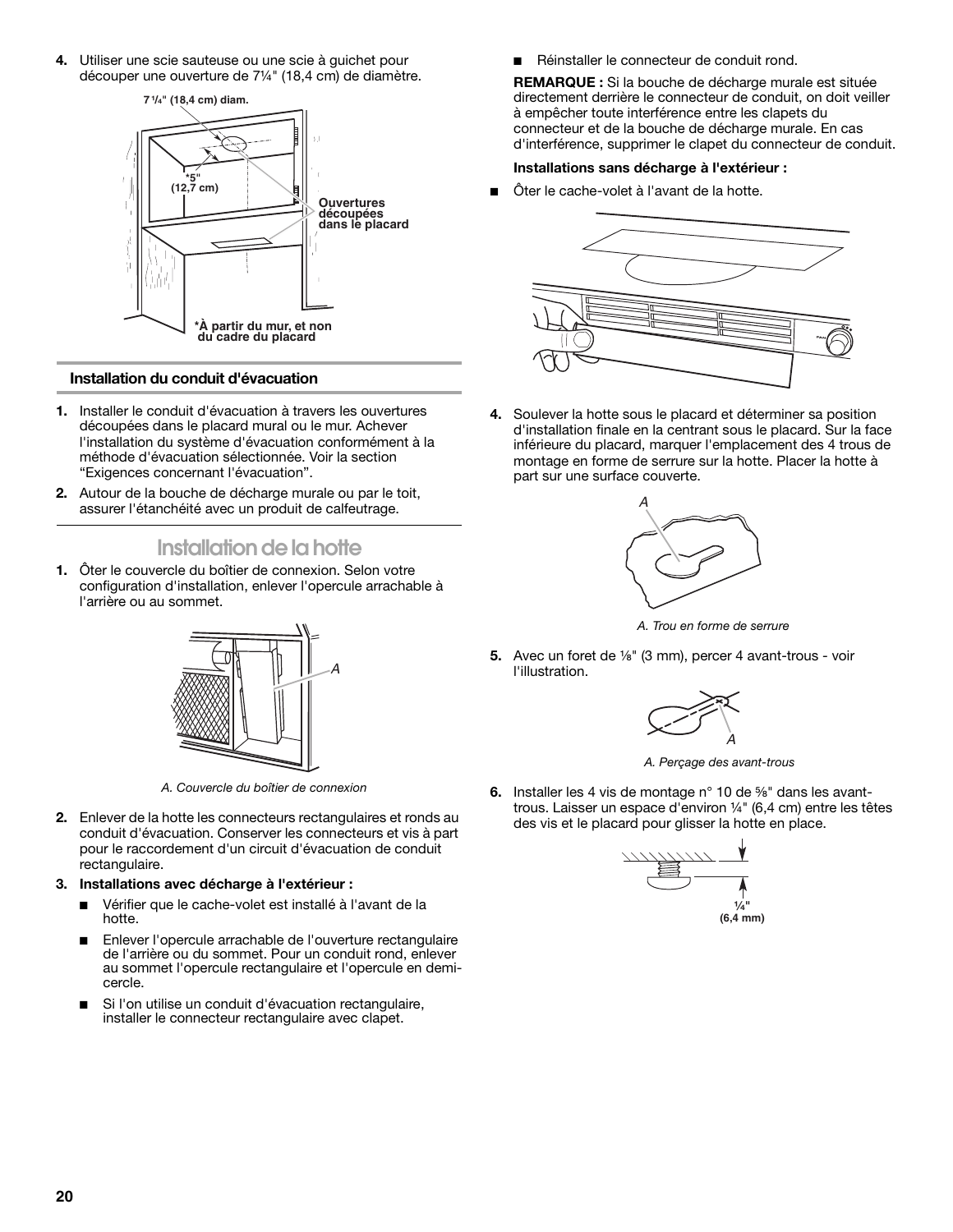4. Utiliser une scie sauteuse ou une scie à guichet pour découper une ouverture de 7¼" (18,4 cm) de diamètre.

7 ¼" (18,4 cm) diam.

*5" (12,7 cm)

Ouvertures découpées dans le placard

*À partir du mur, et non du cadre du placard

### Installation du conduit d'évacuation

1. Installer le conduit d'évacuation à travers les ouvertures découpées dans le placard mural ou le mur. Achever l'installation du système d'évacuation conformément à la méthode d'évacuation sélectionnée. Voir la section “Exigences concernant l'évacuation”.
2. Autour de la bouche de décharge murale ou par le toit, assurer l'étanchéité avec un produit de calfeutrage.

## Installation de la hotte

1. Ôter le couvercle du boîtier de connexion. Selon votre configuration d'installation, enlever l'opercule arrachable à l'arrière ou au sommet.

A

*A. Couvercle du boîtier de connexion*

2. Enlever de la hotte les connecteurs rectangulaires et ronds au conduit d'évacuation. Conserver les connecteurs et vis à part pour le raccordement d'un circuit d'évacuation de conduit rectangulaire.
3. **Installations avec décharge à l'extérieur :**
   - Vérifier que le cache-volet est installé à l'avant de la hotte.
   - Enlever l'opercule arrachable de l'ouverture rectangulaire de l'arrière ou du sommet. Pour un conduit rond, enlever au sommet l'opercule rectangulaire et l'opercule en demi-cercle.
   - Si l'on utilise un conduit d'évacuation rectangulaire, installer le connecteur rectangulaire avec clapet.
   - Réinstaller le connecteur de conduit rond.

   **REMARQUE :** Si la bouche de décharge murale est située directement derrière le connecteur de conduit, on doit veiller à empêcher toute interférence entre les clapets du connecteur et de la bouche de décharge murale. En cas d'interférence, supprimer le clapet du connecteur de conduit.

   **Installations sans décharge à l'extérieur :**
   - Ôter le cache-volet à l'avant de la hotte.

4. Soulever la hotte sous le placard et déterminer sa position d'installation finale en la centrant sous le placard. Sur la face inférieure du placard, marquer l'emplacement des 4 trous de montage en forme de serrure sur la hotte. Placer la hotte à part sur une surface couverte.

A

*A. Trou en forme de serrure*

5. Avec un foret de ⅛" (3 mm), percer 4 avant-trous - voir l'illustration.

A

*A. Perçage des avant-trous*

6. Installer les 4 vis de montage n° 10 de ⅝" dans les avant-trous. Laisser un espace d'environ ¼" (6,4 cm) entre les têtes des vis et le placard pour glisser la hotte en place.

¼" (6,4 mm)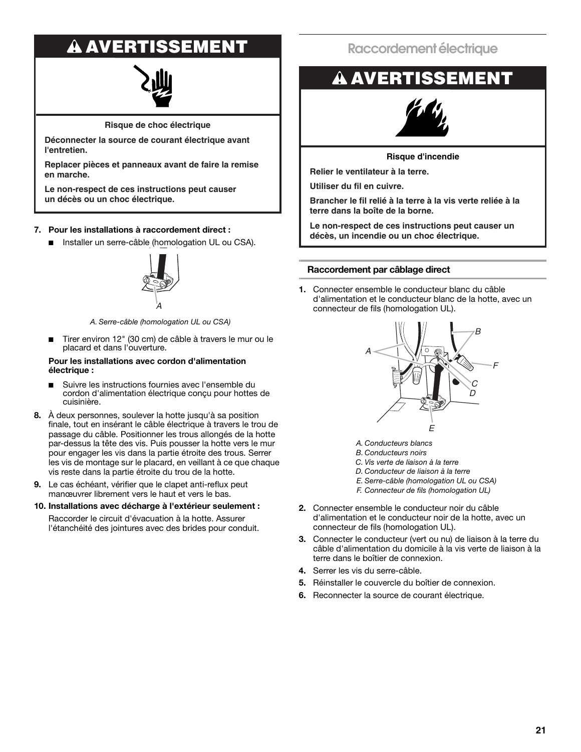## ⚠ AVERTISSEMENT

**Risque de choc électrique**

**Déconnecter la source de courant électrique avant l'entretien.**

**Replacer pièces et panneaux avant de faire la remise en marche.**

**Le non-respect de ces instructions peut causer un décès ou un choc électrique.**

7. **Pour les installations à raccordement direct :**
   - Installer un serre-câble (homologation UL ou CSA).

   A

   *A. Serre-câble (homologation UL ou CSA)*

   - Tirer environ 12" (30 cm) de câble à travers le mur ou le placard et dans l'ouverture.

   **Pour les installations avec cordon d'alimentation électrique :**

   - Suivre les instructions fournies avec l'ensemble du cordon d'alimentation électrique conçu pour hottes de cuisinière.

8. À deux personnes, soulever la hotte jusqu'à sa position finale, tout en insérant le câble électrique à travers le trou de passage du câble. Positionner les trous allongés de la hotte par-dessus la tête des vis. Puis pousser la hotte vers le mur pour engager les vis dans la partie étroite des trous. Serrer les vis de montage sur le placard, en veillant à ce que chaque vis reste dans la partie étroite du trou de la hotte.
9. Le cas échéant, vérifier que le clapet anti-reflux peut manœuvrer librement vers le haut et vers le bas.
10. **Installations avec décharge à l'extérieur seulement :**

    Raccorder le circuit d'évacuation à la hotte. Assurer l'étanchéité des jointures avec des brides pour conduit.

# Raccordement électrique

## ⚠ AVERTISSEMENT

**Risque d'incendie**

**Relier le ventilateur à la terre.**

**Utiliser du fil en cuivre.**

**Brancher le fil relié à la terre à la vis verte reliée à la terre dans la boîte de la borne.**

**Le non-respect de ces instructions peut causer un décès, un incendie ou un choc électrique.**

### Raccordement par câblage direct

1. Connecter ensemble le conducteur blanc du câble d'alimentation et le conducteur blanc de la hotte, avec un connecteur de fils (homologation UL).

   A B C D E F

   *A. Conducteurs blancs*
   *B. Conducteurs noirs*
   *C. Vis verte de liaison à la terre*
   *D. Conducteur de liaison à la terre*
   *E. Serre-câble (homologation UL ou CSA)*
   *F. Connecteur de fils (homologation UL)*

2. Connecter ensemble le conducteur noir du câble d'alimentation et le conducteur noir de la hotte, avec un connecteur de fils (homologation UL).
3. Connecter le conducteur (vert ou nu) de liaison à la terre du câble d'alimentation du domicile à la vis verte de liaison à la terre dans le boîtier de connexion.
4. Serrer les vis du serre-câble.
5. Réinstaller le couvercle du boîtier de connexion.
6. Reconnecter la source de courant électrique.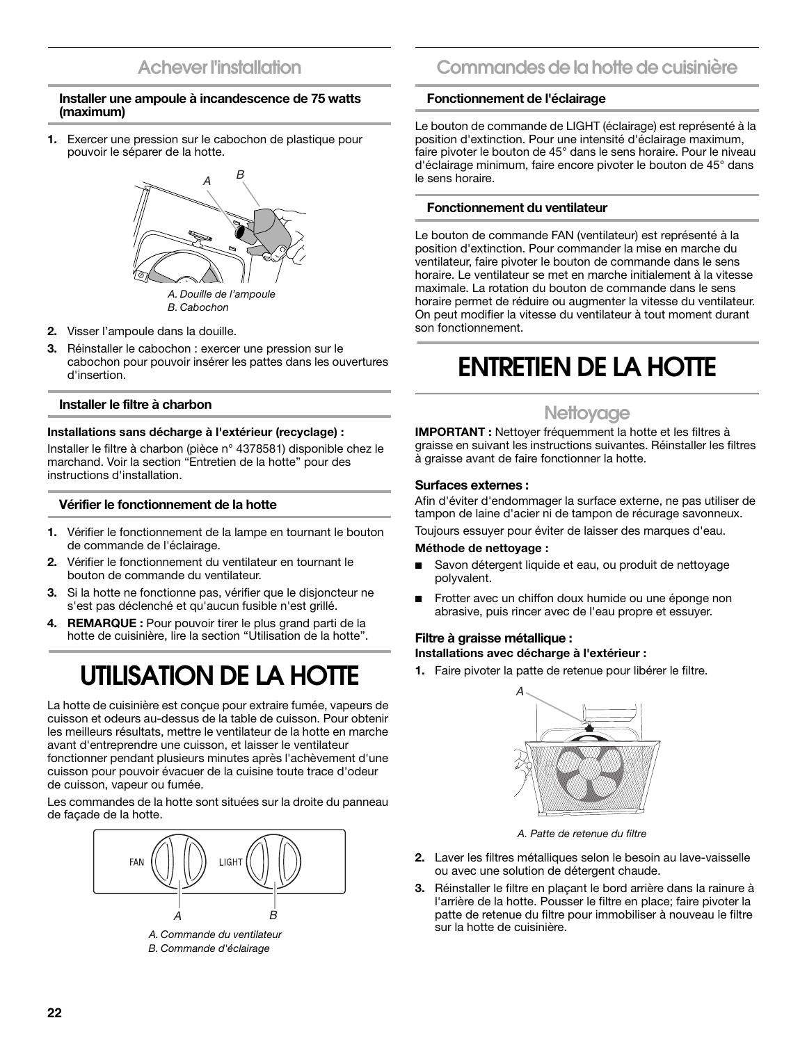## Achever l'installation

### Installer une ampoule à incandescence de 75 watts (maximum)

1. Exercer une pression sur le cabochon de plastique pour pouvoir le séparer de la hotte.

A. Douille de l'ampoule
B. Cabochon

2. Visser l'ampoule dans la douille.
3. Réinstaller le cabochon : exercer une pression sur le cabochon pour pouvoir insérer les pattes dans les ouvertures d'insertion.

### Installer le filtre à charbon

**Installations sans décharge à l'extérieur (recyclage) :**

Installer le filtre à charbon (pièce n° 4378581) disponible chez le marchand. Voir la section "Entretien de la hotte" pour des instructions d'installation.

### Vérifier le fonctionnement de la hotte

1. Vérifier le fonctionnement de la lampe en tournant le bouton de commande de l'éclairage.
2. Vérifier le fonctionnement du ventilateur en tournant le bouton de commande du ventilateur.
3. Si la hotte ne fonctionne pas, vérifier que le disjoncteur ne s'est pas déclenché et qu'aucun fusible n'est grillé.
4. **REMARQUE :** Pour pouvoir tirer le plus grand parti de la hotte de cuisinière, lire la section "Utilisation de la hotte".

# UTILISATION DE LA HOTTE

La hotte de cuisinière est conçue pour extraire fumée, vapeurs de cuisson et odeurs au-dessus de la table de cuisson. Pour obtenir les meilleurs résultats, mettre le ventilateur de la hotte en marche avant d'entreprendre une cuisson, et laisser le ventilateur fonctionner pendant plusieurs minutes après l'achèvement d'une cuisson pour pouvoir évacuer de la cuisine toute trace d'odeur de cuisson, vapeur ou fumée.

Les commandes de la hotte sont situées sur la droite du panneau de façade de la hotte.

FAN
LIGHT

A. Commande du ventilateur
B. Commande d'éclairage

## Commandes de la hotte de cuisinière

### Fonctionnement de l'éclairage

Le bouton de commande de LIGHT (éclairage) est représenté à la position d'extinction. Pour une intensité d'éclairage maximum, faire pivoter le bouton de 45° dans le sens horaire. Pour le niveau d'éclairage minimum, faire encore pivoter le bouton de 45° dans le sens horaire.

### Fonctionnement du ventilateur

Le bouton de commande FAN (ventilateur) est représenté à la position d'extinction. Pour commander la mise en marche du ventilateur, faire pivoter le bouton de commande dans le sens horaire. Le ventilateur se met en marche initialement à la vitesse maximale. La rotation du bouton de commande dans le sens horaire permet de réduire ou augmenter la vitesse du ventilateur. On peut modifier la vitesse du ventilateur à tout moment durant son fonctionnement.

# ENTRETIEN DE LA HOTTE

## Nettoyage

**IMPORTANT :** Nettoyer fréquemment la hotte et les filtres à graisse en suivant les instructions suivantes. Réinstaller les filtres à graisse avant de faire fonctionner la hotte.

**Surfaces externes :**

Afin d'éviter d'endommager la surface externe, ne pas utiliser de tampon de laine d'acier ni de tampon de récurage savonneux.

Toujours essuyer pour éviter de laisser des marques d'eau.

**Méthode de nettoyage :**

- Savon détergent liquide et eau, ou produit de nettoyage polyvalent.
- Frotter avec un chiffon doux humide ou une éponge non abrasive, puis rincer avec de l'eau propre et essuyer.

**Filtre à graisse métallique :**

**Installations avec décharge à l'extérieur :**

1. Faire pivoter la patte de retenue pour libérer le filtre.

A. Patte de retenue du filtre

2. Laver les filtres métalliques selon le besoin au lave-vaisselle ou avec une solution de détergent chaude.
3. Réinstaller le filtre en plaçant le bord arrière dans la rainure à l'arrière de la hotte. Pousser le filtre en place; faire pivoter la patte de retenue du filtre pour immobiliser à nouveau le filtre sur la hotte de cuisinière.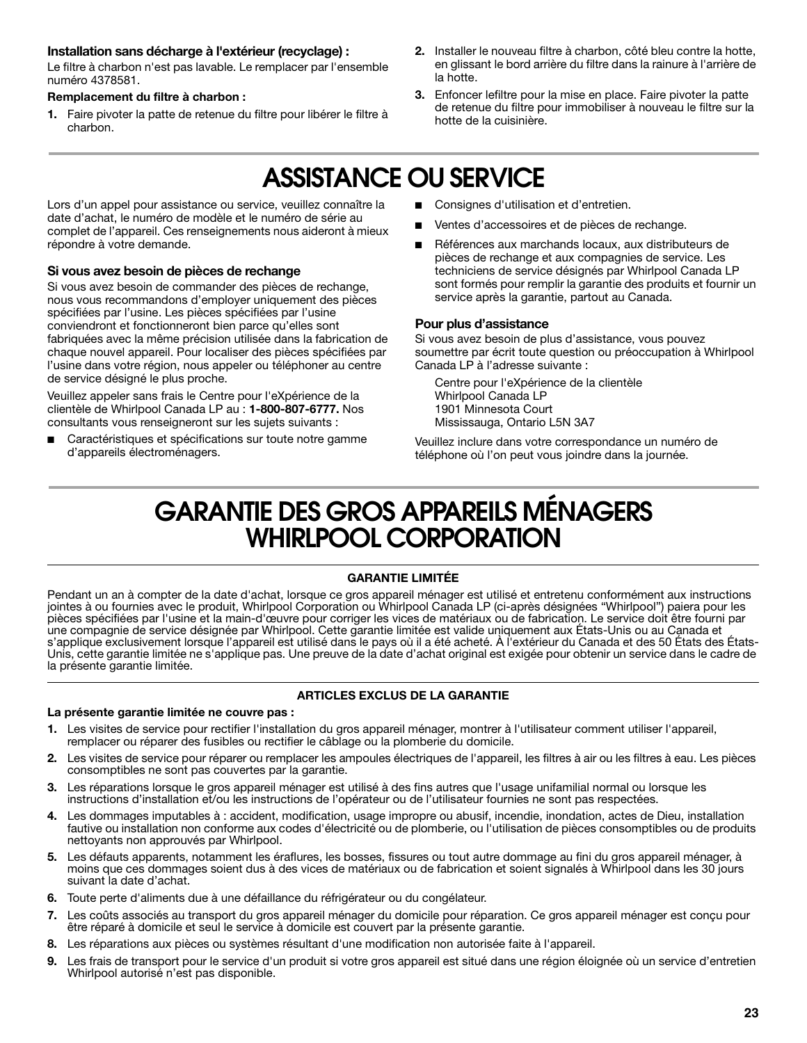**Installation sans décharge à l'extérieur (recyclage) :**

Le filtre à charbon n'est pas lavable. Le remplacer par l'ensemble numéro 4378581.

**Remplacement du filtre à charbon :**

1. Faire pivoter la patte de retenue du filtre pour libérer le filtre à charbon.
2. Installer le nouveau filtre à charbon, côté bleu contre la hotte, en glissant le bord arrière du filtre dans la rainure à l'arrière de la hotte.
3. Enfoncer lefiltre pour la mise en place. Faire pivoter la patte de retenue du filtre pour immobiliser à nouveau le filtre sur la hotte de la cuisinière.

# ASSISTANCE OU SERVICE

Lors d'un appel pour assistance ou service, veuillez connaître la date d'achat, le numéro de modèle et le numéro de série au complet de l'appareil. Ces renseignements nous aideront à mieux répondre à votre demande.

### Si vous avez besoin de pièces de rechange

Si vous avez besoin de commander des pièces de rechange, nous vous recommandons d'employer uniquement des pièces spécifiées par l'usine. Les pièces spécifiées par l'usine conviendront et fonctionneront bien parce qu'elles sont fabriquées avec la même précision utilisée dans la fabrication de chaque nouvel appareil. Pour localiser des pièces spécifiées par l'usine dans votre région, nous appeler ou téléphoner au centre de service désigné le plus proche.

Veuillez appeler sans frais le Centre pour l'eXpérience de la clientèle de Whirlpool Canada LP au : **1-800-807-6777.** Nos consultants vous renseigneront sur les sujets suivants :

- Caractéristiques et spécifications sur toute notre gamme d'appareils électroménagers.
- Consignes d'utilisation et d'entretien.
- Ventes d'accessoires et de pièces de rechange.
- Références aux marchands locaux, aux distributeurs de pièces de rechange et aux compagnies de service. Les techniciens de service désignés par Whirlpool Canada LP sont formés pour remplir la garantie des produits et fournir un service après la garantie, partout au Canada.

### Pour plus d'assistance

Si vous avez besoin de plus d'assistance, vous pouvez soumettre par écrit toute question ou préoccupation à Whirlpool Canada LP à l'adresse suivante :

Centre pour l'eXpérience de la clientèle
Whirlpool Canada LP
1901 Minnesota Court
Mississauga, Ontario L5N 3A7

Veuillez inclure dans votre correspondance un numéro de téléphone où l'on peut vous joindre dans la journée.

# GARANTIE DES GROS APPAREILS MÉNAGERS WHIRLPOOL CORPORATION

**GARANTIE LIMITÉE**

Pendant un an à compter de la date d'achat, lorsque ce gros appareil ménager est utilisé et entretenu conformément aux instructions jointes à ou fournies avec le produit, Whirlpool Corporation ou Whirlpool Canada LP (ci-après désignées "Whirlpool") paiera pour les pièces spécifiées par l'usine et la main-d'œuvre pour corriger les vices de matériaux ou de fabrication. Le service doit être fourni par une compagnie de service désignée par Whirlpool. Cette garantie limitée est valide uniquement aux États-Unis ou au Canada et s'applique exclusivement lorsque l'appareil est utilisé dans le pays où il a été acheté. À l'extérieur du Canada et des 50 États des États-Unis, cette garantie limitée ne s'applique pas. Une preuve de la date d'achat original est exigée pour obtenir un service dans le cadre de la présente garantie limitée.

**ARTICLES EXCLUS DE LA GARANTIE**

**La présente garantie limitée ne couvre pas :**

1. Les visites de service pour rectifier l'installation du gros appareil ménager, montrer à l'utilisateur comment utiliser l'appareil, remplacer ou réparer des fusibles ou rectifier le câblage ou la plomberie du domicile.
2. Les visites de service pour réparer ou remplacer les ampoules électriques de l'appareil, les filtres à air ou les filtres à eau. Les pièces consomptibles ne sont pas couvertes par la garantie.
3. Les réparations lorsque le gros appareil ménager est utilisé à des fins autres que l'usage unifamilial normal ou lorsque les instructions d'installation et/ou les instructions de l'opérateur ou de l'utilisateur fournies ne sont pas respectées.
4. Les dommages imputables à : accident, modification, usage impropre ou abusif, incendie, inondation, actes de Dieu, installation fautive ou installation non conforme aux codes d'électricité ou de plomberie, ou l'utilisation de pièces consomptibles ou de produits nettoyants non approuvés par Whirlpool.
5. Les défauts apparents, notamment les éraflures, les bosses, fissures ou tout autre dommage au fini du gros appareil ménager, à moins que ces dommages soient dus à des vices de matériaux ou de fabrication et soient signalés à Whirlpool dans les 30 jours suivant la date d'achat.
6. Toute perte d'aliments due à une défaillance du réfrigérateur ou du congélateur.
7. Les coûts associés au transport du gros appareil ménager du domicile pour réparation. Ce gros appareil ménager est conçu pour être réparé à domicile et seul le service à domicile est couvert par la présente garantie.
8. Les réparations aux pièces ou systèmes résultant d'une modification non autorisée faite à l'appareil.
9. Les frais de transport pour le service d'un produit si votre gros appareil est situé dans une région éloignée où un service d'entretien Whirlpool autorisé n'est pas disponible.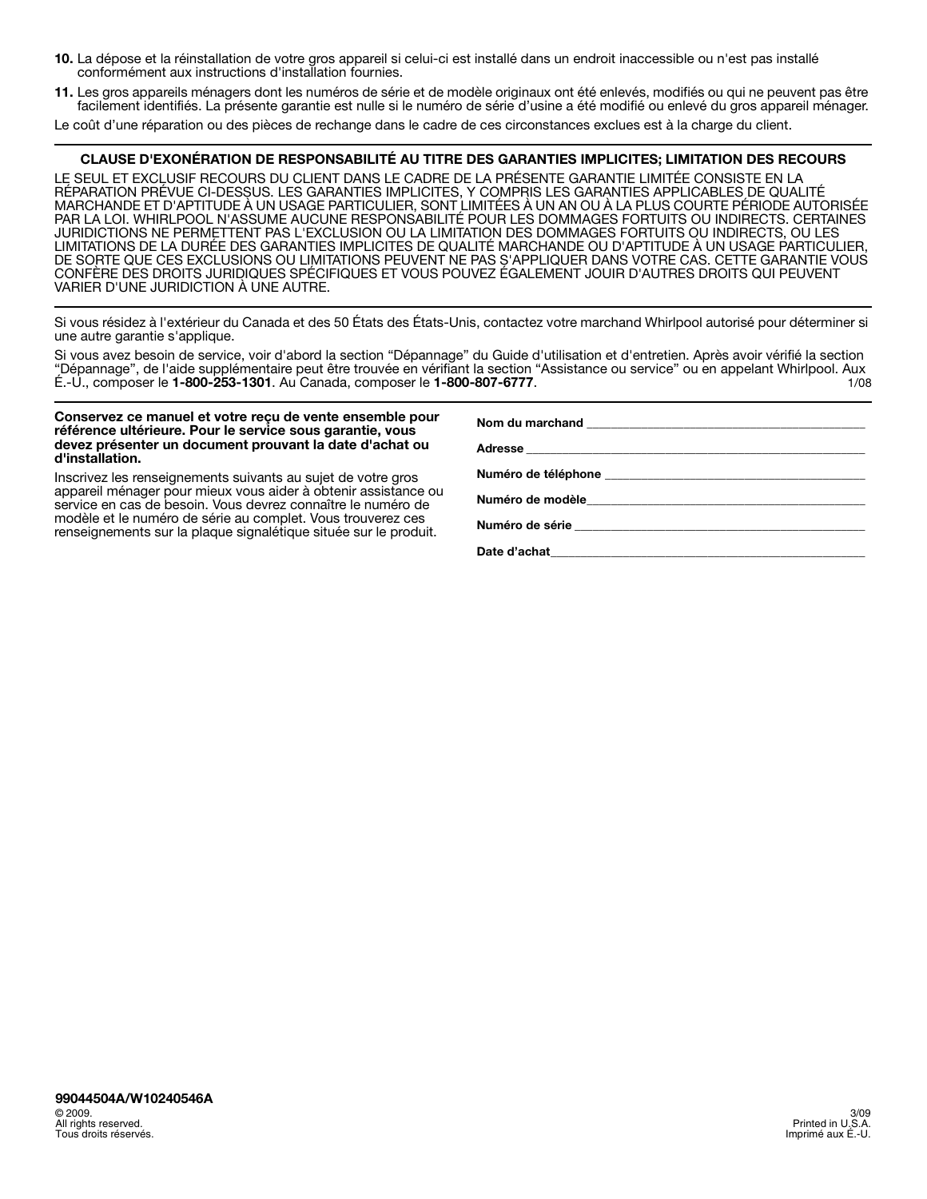10. La dépose et la réinstallation de votre gros appareil si celui-ci est installé dans un endroit inaccessible ou n'est pas installé conformément aux instructions d'installation fournies.
11. Les gros appareils ménagers dont les numéros de série et de modèle originaux ont été enlevés, modifiés ou qui ne peuvent pas être facilement identifiés. La présente garantie est nulle si le numéro de série d'usine a été modifié ou enlevé du gros appareil ménager.

Le coût d'une réparation ou des pièces de rechange dans le cadre de ces circonstances exclues est à la charge du client.

**CLAUSE D'EXONÉRATION DE RESPONSABILITÉ AU TITRE DES GARANTIES IMPLICITES; LIMITATION DES RECOURS**

LE SEUL ET EXCLUSIF RECOURS DU CLIENT DANS LE CADRE DE LA PRÉSENTE GARANTIE LIMITÉE CONSISTE EN LA RÉPARATION PRÉVUE CI-DESSUS. LES GARANTIES IMPLICITES, Y COMPRIS LES GARANTIES APPLICABLES DE QUALITÉ MARCHANDE ET D'APTITUDE À UN USAGE PARTICULIER, SONT LIMITÉES À UN AN OU À LA PLUS COURTE PÉRIODE AUTORISÉE PAR LA LOI. WHIRLPOOL N'ASSUME AUCUNE RESPONSABILITÉ POUR LES DOMMAGES FORTUITS OU INDIRECTS. CERTAINES JURIDICTIONS NE PERMETTENT PAS L'EXCLUSION OU LA LIMITATION DES DOMMAGES FORTUITS OU INDIRECTS, OU LES LIMITATIONS DE LA DURÉE DES GARANTIES IMPLICITES DE QUALITÉ MARCHANDE OU D'APTITUDE À UN USAGE PARTICULIER, DE SORTE QUE CES EXCLUSIONS OU LIMITATIONS PEUVENT NE PAS S'APPLIQUER DANS VOTRE CAS. CETTE GARANTIE VOUS CONFÈRE DES DROITS JURIDIQUES SPÉCIFIQUES ET VOUS POUVEZ ÉGALEMENT JOUIR D'AUTRES DROITS QUI PEUVENT VARIER D'UNE JURIDICTION À UNE AUTRE.

Si vous résidez à l'extérieur du Canada et des 50 États des États-Unis, contactez votre marchand Whirlpool autorisé pour déterminer si une autre garantie s'applique.

Si vous avez besoin de service, voir d'abord la section "Dépannage" du Guide d'utilisation et d'entretien. Après avoir vérifié la section "Dépannage", de l'aide supplémentaire peut être trouvée en vérifiant la section "Assistance ou service" ou en appelant Whirlpool. Aux É.-U., composer le **1-800-253-1301**. Au Canada, composer le **1-800-807-6777**. 1/08

**Conservez ce manuel et votre reçu de vente ensemble pour référence ultérieure. Pour le service sous garantie, vous devez présenter un document prouvant la date d'achat ou d'installation.**

Inscrivez les renseignements suivants au sujet de votre gros appareil ménager pour mieux vous aider à obtenir assistance ou service en cas de besoin. Vous devrez connaître le numéro de modèle et le numéro de série au complet. Vous trouverez ces renseignements sur la plaque signalétique située sur le produit.

**Nom du marchand** ____________________

**Adresse** ____________________

**Numéro de téléphone** ____________________

**Numéro de modèle** ____________________

**Numéro de série** ____________________

**Date d'achat** ____________________

**99044504A/W10240546A**

© 2009.
All rights reserved.
Tous droits réservés.

3/09
Printed in U.S.A.
Imprimé aux É.-U.